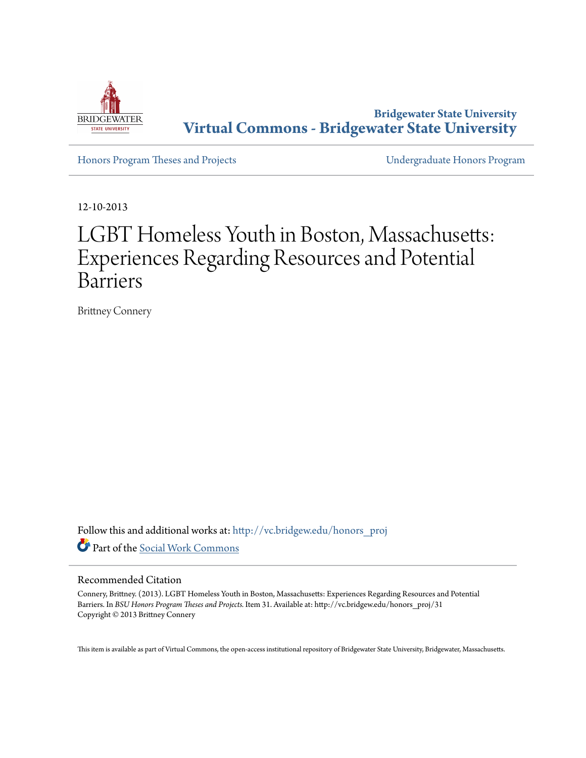Bridgewater State University
**Virtual Commons - Bridgewater State University**

Honors Program Theses and Projects

Undergraduate Honors Program

12-10-2013

# LGBT Homeless Youth in Boston, Massachusetts: Experiences Regarding Resources and Potential Barriers

Brittney Connery

Follow this and additional works at: http://vc.bridgew.edu/honors_proj

Part of the Social Work Commons

## Recommended Citation

Connery, Brittney. (2013). LGBT Homeless Youth in Boston, Massachusetts: Experiences Regarding Resources and Potential Barriers. In *BSU Honors Program Theses and Projects*. Item 31. Available at: http://vc.bridgew.edu/honors_proj/31
Copyright © 2013 Brittney Connery

This item is available as part of Virtual Commons, the open-access institutional repository of Bridgewater State University, Bridgewater, Massachusetts.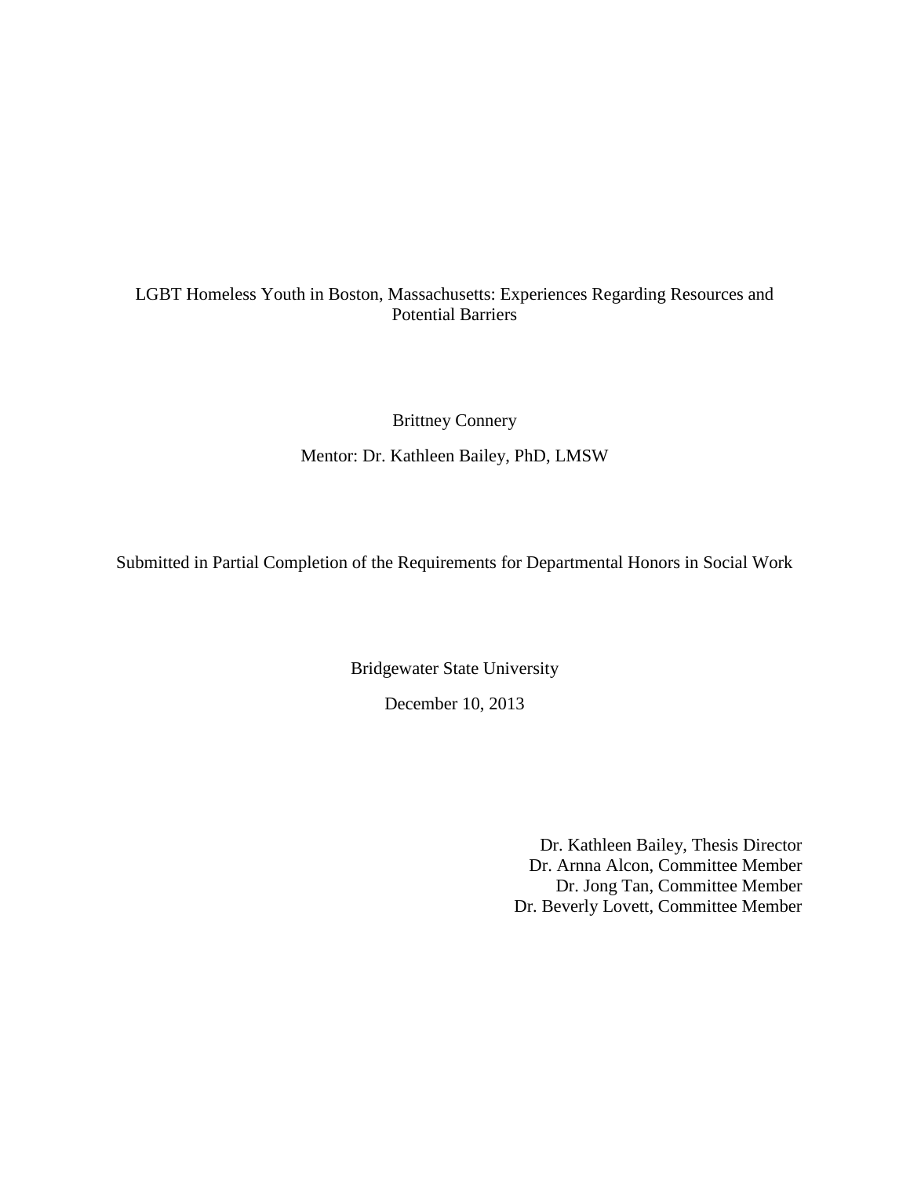# LGBT Homeless Youth in Boston, Massachusetts: Experiences Regarding Resources and Potential Barriers

Brittney Connery

Mentor: Dr. Kathleen Bailey, PhD, LMSW

Submitted in Partial Completion of the Requirements for Departmental Honors in Social Work

Bridgewater State University

December 10, 2013

Dr. Kathleen Bailey, Thesis Director
Dr. Arnna Alcon, Committee Member
Dr. Jong Tan, Committee Member
Dr. Beverly Lovett, Committee Member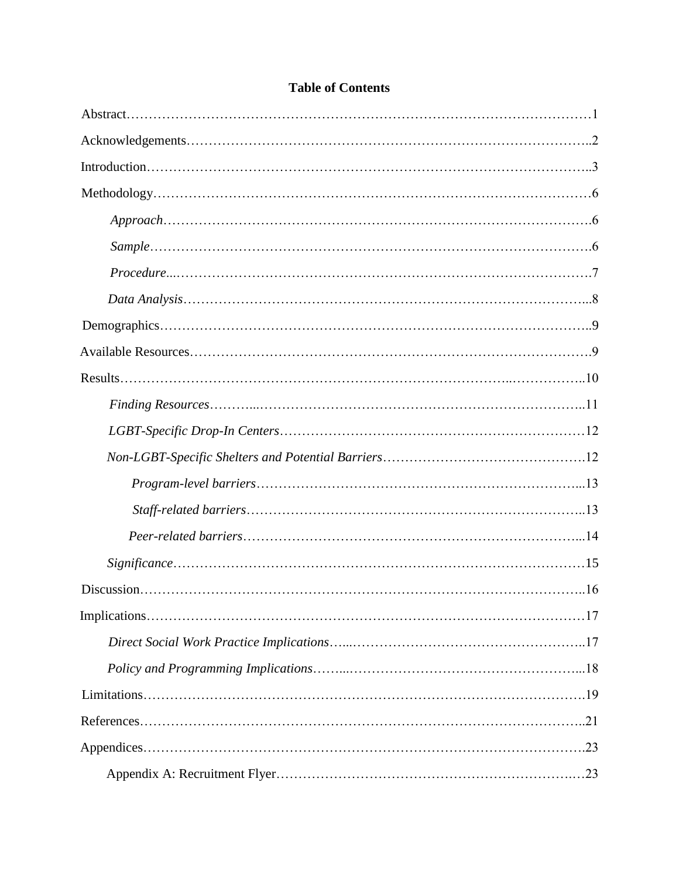# Table of Contents

Abstract……………………………………………………………………………………………1

Acknowledgements……………………………………………………………………………..2

Introduction……………………………………………………………………………………..3

Methodology……………………………………………………………………………………6

*Approach*………………………………………………………………………………….6

*Sample*…………………………………………………………………………………….6

*Procedure*...……………………………………………………………………………….7

*Data Analysis*……………………………………………………………………………...8

Demographics…………………………………………………………………………………..9

Available Resources…………………………………………………………………………….9

Results………………………………………………………………………..……………..10

*Finding Resources*………...……………………………………………………………..11

*LGBT-Specific Drop-In Centers*……………………………………………….…………12

*Non-LGBT-Specific Shelters and Potential Barriers*……………………………………….12

*Program-level barriers*…………………………………………………………...13

*Staff-related barriers*………………………………….…………………………..13

*Peer-related barriers*……………………………………………………………...14

*Significance*………………………………………………………………………………15

Discussion……………………………………………………………………………………..16

Implications……………………………………………………………………………………17

*Direct Social Work Practice Implications*…...……………………………………………..17

*Policy and Programming Implications*……...……………………………………………...18

Limitations……………………………………………………………………………………19

References……………………………………………………………………………………..21

Appendices…………………………………………………………………………………….23

Appendix A: Recruitment Flyer……………………………………………………….…23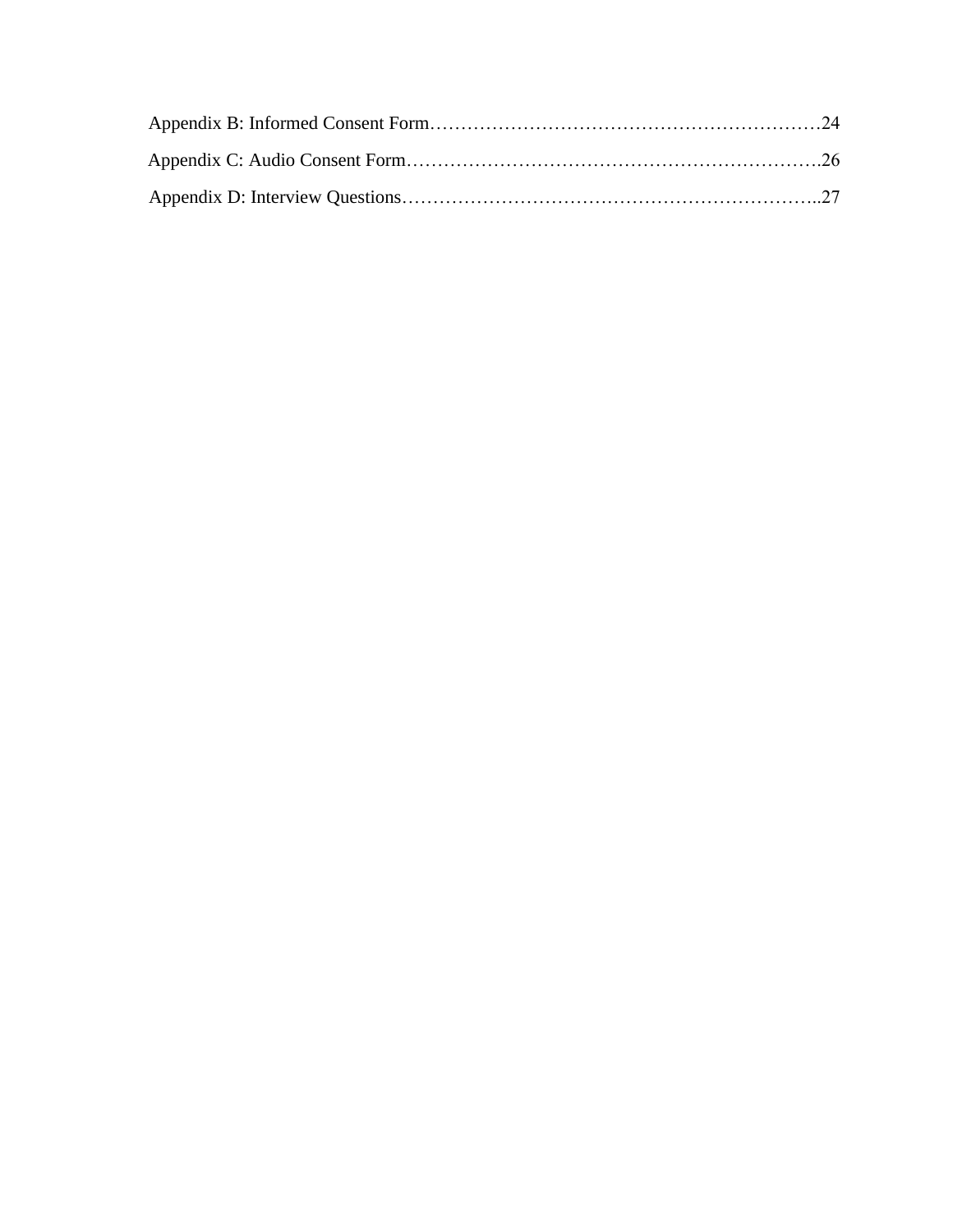Appendix B: Informed Consent Form……………………………………………………………24

Appendix C: Audio Consent Form……………………………………………………………….26

Appendix D: Interview Questions……………………………………………………………...27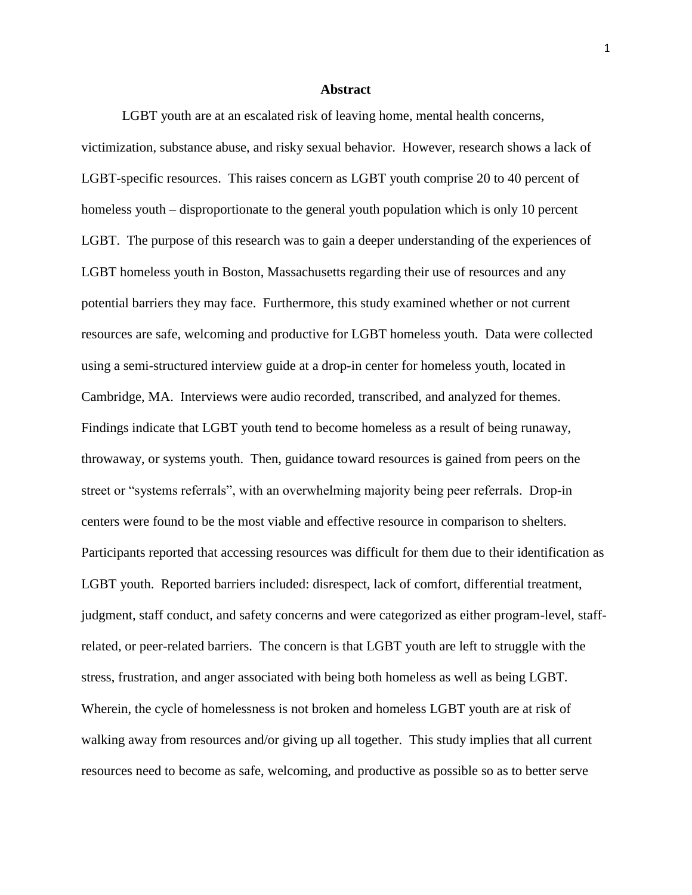## Abstract

LGBT youth are at an escalated risk of leaving home, mental health concerns, victimization, substance abuse, and risky sexual behavior. However, research shows a lack of LGBT-specific resources. This raises concern as LGBT youth comprise 20 to 40 percent of homeless youth – disproportionate to the general youth population which is only 10 percent LGBT. The purpose of this research was to gain a deeper understanding of the experiences of LGBT homeless youth in Boston, Massachusetts regarding their use of resources and any potential barriers they may face. Furthermore, this study examined whether or not current resources are safe, welcoming and productive for LGBT homeless youth. Data were collected using a semi-structured interview guide at a drop-in center for homeless youth, located in Cambridge, MA. Interviews were audio recorded, transcribed, and analyzed for themes. Findings indicate that LGBT youth tend to become homeless as a result of being runaway, throwaway, or systems youth. Then, guidance toward resources is gained from peers on the street or "systems referrals", with an overwhelming majority being peer referrals. Drop-in centers were found to be the most viable and effective resource in comparison to shelters. Participants reported that accessing resources was difficult for them due to their identification as LGBT youth. Reported barriers included: disrespect, lack of comfort, differential treatment, judgment, staff conduct, and safety concerns and were categorized as either program-level, staff-related, or peer-related barriers. The concern is that LGBT youth are left to struggle with the stress, frustration, and anger associated with being both homeless as well as being LGBT. Wherein, the cycle of homelessness is not broken and homeless LGBT youth are at risk of walking away from resources and/or giving up all together. This study implies that all current resources need to become as safe, welcoming, and productive as possible so as to better serve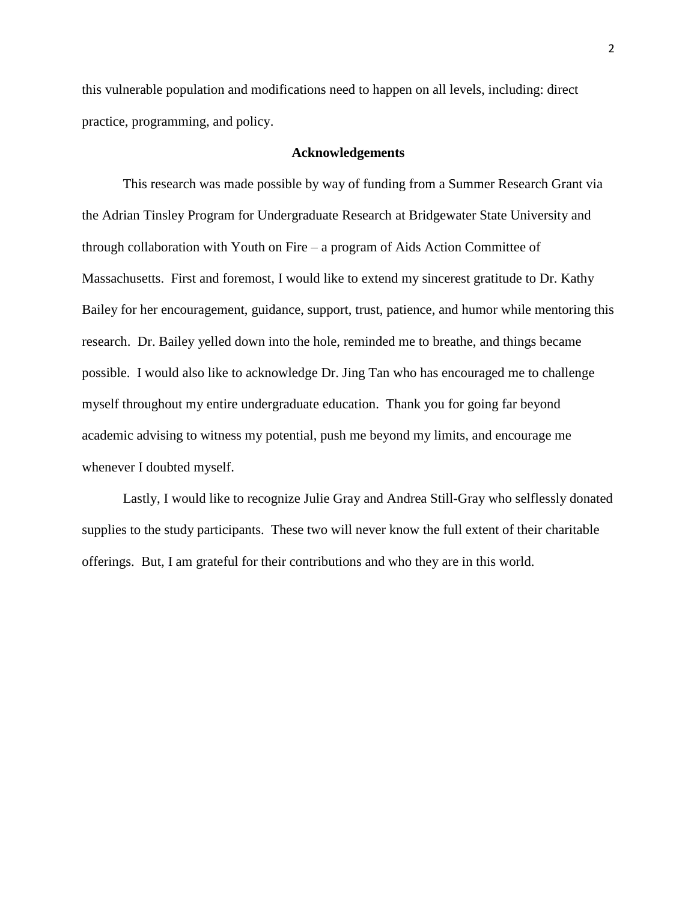this vulnerable population and modifications need to happen on all levels, including: direct practice, programming, and policy.

## Acknowledgements

This research was made possible by way of funding from a Summer Research Grant via the Adrian Tinsley Program for Undergraduate Research at Bridgewater State University and through collaboration with Youth on Fire – a program of Aids Action Committee of Massachusetts. First and foremost, I would like to extend my sincerest gratitude to Dr. Kathy Bailey for her encouragement, guidance, support, trust, patience, and humor while mentoring this research. Dr. Bailey yelled down into the hole, reminded me to breathe, and things became possible. I would also like to acknowledge Dr. Jing Tan who has encouraged me to challenge myself throughout my entire undergraduate education. Thank you for going far beyond academic advising to witness my potential, push me beyond my limits, and encourage me whenever I doubted myself.

Lastly, I would like to recognize Julie Gray and Andrea Still-Gray who selflessly donated supplies to the study participants. These two will never know the full extent of their charitable offerings. But, I am grateful for their contributions and who they are in this world.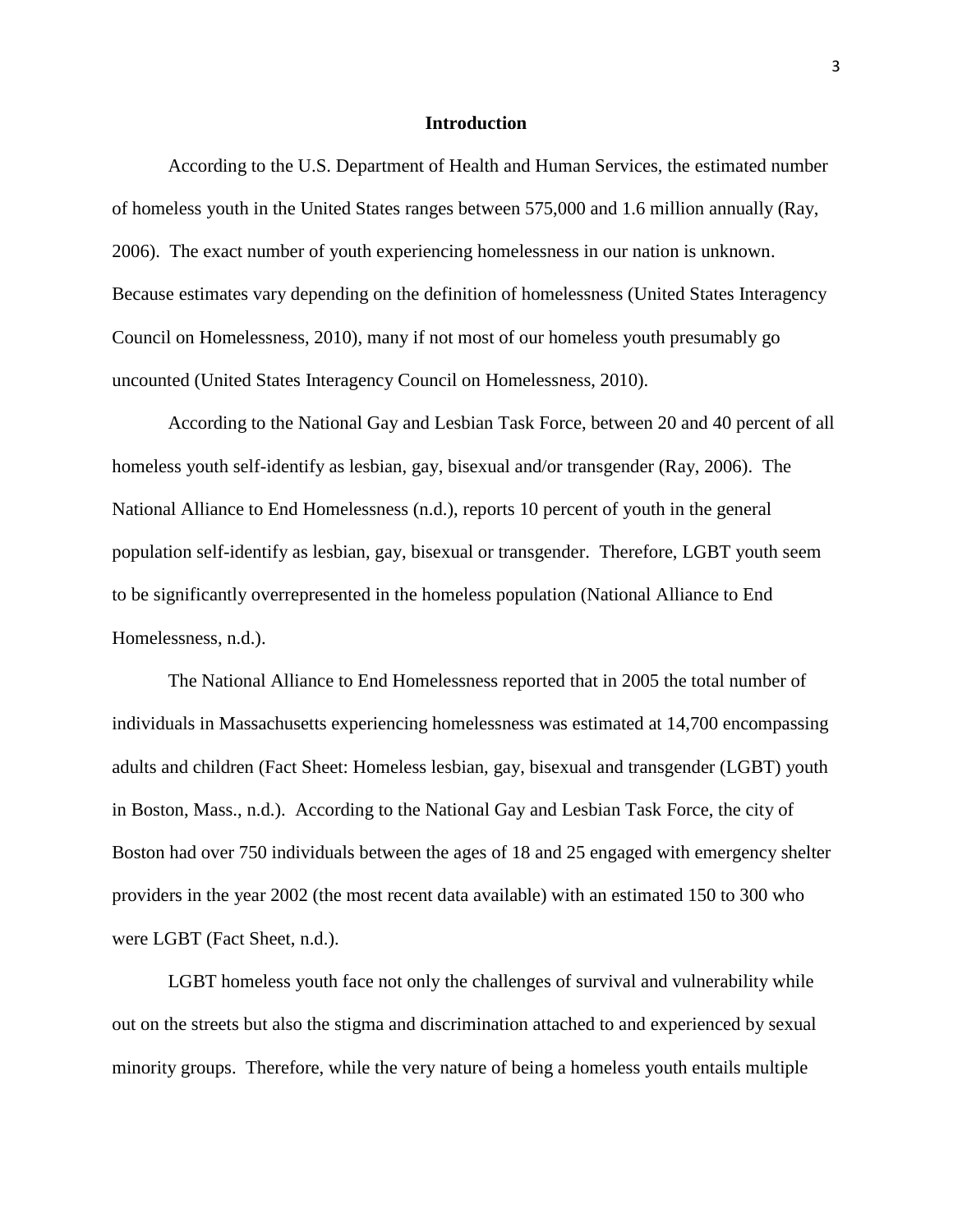## Introduction

According to the U.S. Department of Health and Human Services, the estimated number of homeless youth in the United States ranges between 575,000 and 1.6 million annually (Ray, 2006). The exact number of youth experiencing homelessness in our nation is unknown. Because estimates vary depending on the definition of homelessness (United States Interagency Council on Homelessness, 2010), many if not most of our homeless youth presumably go uncounted (United States Interagency Council on Homelessness, 2010).

According to the National Gay and Lesbian Task Force, between 20 and 40 percent of all homeless youth self-identify as lesbian, gay, bisexual and/or transgender (Ray, 2006). The National Alliance to End Homelessness (n.d.), reports 10 percent of youth in the general population self-identify as lesbian, gay, bisexual or transgender. Therefore, LGBT youth seem to be significantly overrepresented in the homeless population (National Alliance to End Homelessness, n.d.).

The National Alliance to End Homelessness reported that in 2005 the total number of individuals in Massachusetts experiencing homelessness was estimated at 14,700 encompassing adults and children (Fact Sheet: Homeless lesbian, gay, bisexual and transgender (LGBT) youth in Boston, Mass., n.d.). According to the National Gay and Lesbian Task Force, the city of Boston had over 750 individuals between the ages of 18 and 25 engaged with emergency shelter providers in the year 2002 (the most recent data available) with an estimated 150 to 300 who were LGBT (Fact Sheet, n.d.).

LGBT homeless youth face not only the challenges of survival and vulnerability while out on the streets but also the stigma and discrimination attached to and experienced by sexual minority groups. Therefore, while the very nature of being a homeless youth entails multiple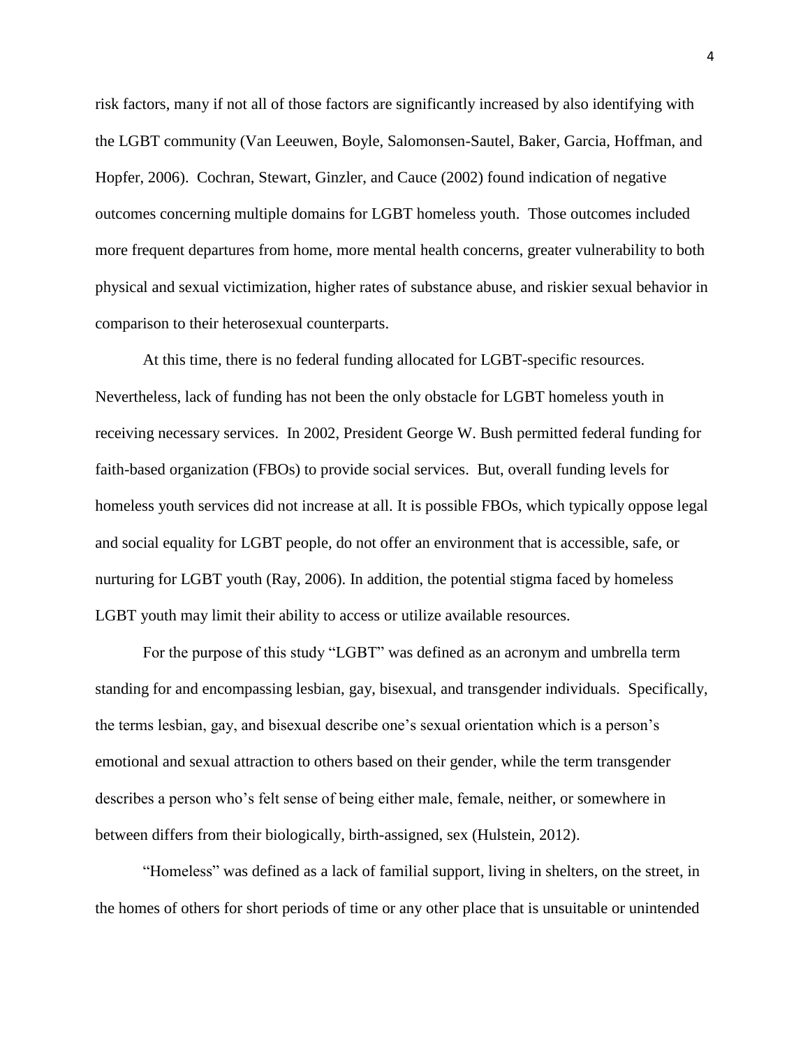risk factors, many if not all of those factors are significantly increased by also identifying with the LGBT community (Van Leeuwen, Boyle, Salomonsen-Sautel, Baker, Garcia, Hoffman, and Hopfer, 2006). Cochran, Stewart, Ginzler, and Cauce (2002) found indication of negative outcomes concerning multiple domains for LGBT homeless youth. Those outcomes included more frequent departures from home, more mental health concerns, greater vulnerability to both physical and sexual victimization, higher rates of substance abuse, and riskier sexual behavior in comparison to their heterosexual counterparts.

At this time, there is no federal funding allocated for LGBT-specific resources. Nevertheless, lack of funding has not been the only obstacle for LGBT homeless youth in receiving necessary services. In 2002, President George W. Bush permitted federal funding for faith-based organization (FBOs) to provide social services. But, overall funding levels for homeless youth services did not increase at all. It is possible FBOs, which typically oppose legal and social equality for LGBT people, do not offer an environment that is accessible, safe, or nurturing for LGBT youth (Ray, 2006). In addition, the potential stigma faced by homeless LGBT youth may limit their ability to access or utilize available resources.

For the purpose of this study "LGBT" was defined as an acronym and umbrella term standing for and encompassing lesbian, gay, bisexual, and transgender individuals. Specifically, the terms lesbian, gay, and bisexual describe one's sexual orientation which is a person's emotional and sexual attraction to others based on their gender, while the term transgender describes a person who's felt sense of being either male, female, neither, or somewhere in between differs from their biologically, birth-assigned, sex (Hulstein, 2012).

"Homeless" was defined as a lack of familial support, living in shelters, on the street, in the homes of others for short periods of time or any other place that is unsuitable or unintended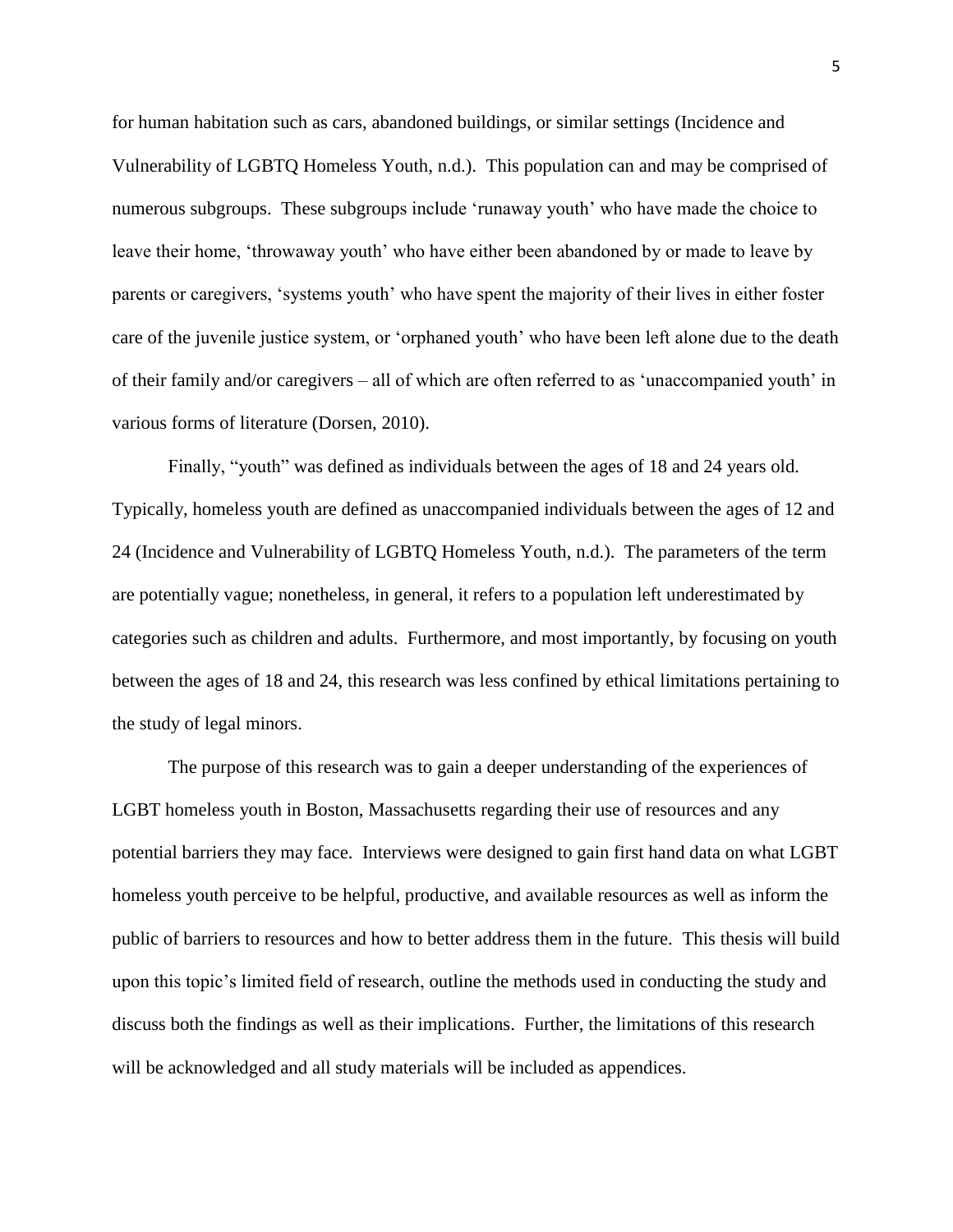for human habitation such as cars, abandoned buildings, or similar settings (Incidence and Vulnerability of LGBTQ Homeless Youth, n.d.). This population can and may be comprised of numerous subgroups. These subgroups include 'runaway youth' who have made the choice to leave their home, 'throwaway youth' who have either been abandoned by or made to leave by parents or caregivers, 'systems youth' who have spent the majority of their lives in either foster care of the juvenile justice system, or 'orphaned youth' who have been left alone due to the death of their family and/or caregivers – all of which are often referred to as 'unaccompanied youth' in various forms of literature (Dorsen, 2010).

Finally, "youth" was defined as individuals between the ages of 18 and 24 years old. Typically, homeless youth are defined as unaccompanied individuals between the ages of 12 and 24 (Incidence and Vulnerability of LGBTQ Homeless Youth, n.d.). The parameters of the term are potentially vague; nonetheless, in general, it refers to a population left underestimated by categories such as children and adults. Furthermore, and most importantly, by focusing on youth between the ages of 18 and 24, this research was less confined by ethical limitations pertaining to the study of legal minors.

The purpose of this research was to gain a deeper understanding of the experiences of LGBT homeless youth in Boston, Massachusetts regarding their use of resources and any potential barriers they may face. Interviews were designed to gain first hand data on what LGBT homeless youth perceive to be helpful, productive, and available resources as well as inform the public of barriers to resources and how to better address them in the future. This thesis will build upon this topic's limited field of research, outline the methods used in conducting the study and discuss both the findings as well as their implications. Further, the limitations of this research will be acknowledged and all study materials will be included as appendices.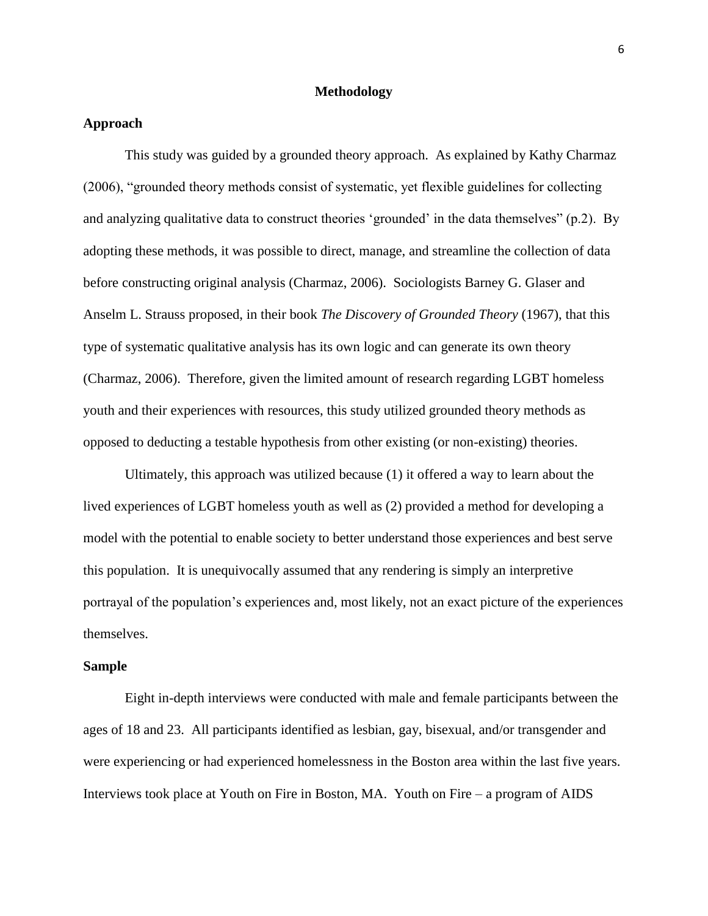## Methodology

### Approach

This study was guided by a grounded theory approach. As explained by Kathy Charmaz (2006), "grounded theory methods consist of systematic, yet flexible guidelines for collecting and analyzing qualitative data to construct theories 'grounded' in the data themselves" (p.2). By adopting these methods, it was possible to direct, manage, and streamline the collection of data before constructing original analysis (Charmaz, 2006). Sociologists Barney G. Glaser and Anselm L. Strauss proposed, in their book *The Discovery of Grounded Theory* (1967), that this type of systematic qualitative analysis has its own logic and can generate its own theory (Charmaz, 2006). Therefore, given the limited amount of research regarding LGBT homeless youth and their experiences with resources, this study utilized grounded theory methods as opposed to deducting a testable hypothesis from other existing (or non-existing) theories.

Ultimately, this approach was utilized because (1) it offered a way to learn about the lived experiences of LGBT homeless youth as well as (2) provided a method for developing a model with the potential to enable society to better understand those experiences and best serve this population. It is unequivocally assumed that any rendering is simply an interpretive portrayal of the population's experiences and, most likely, not an exact picture of the experiences themselves.

### Sample

Eight in-depth interviews were conducted with male and female participants between the ages of 18 and 23. All participants identified as lesbian, gay, bisexual, and/or transgender and were experiencing or had experienced homelessness in the Boston area within the last five years. Interviews took place at Youth on Fire in Boston, MA. Youth on Fire – a program of AIDS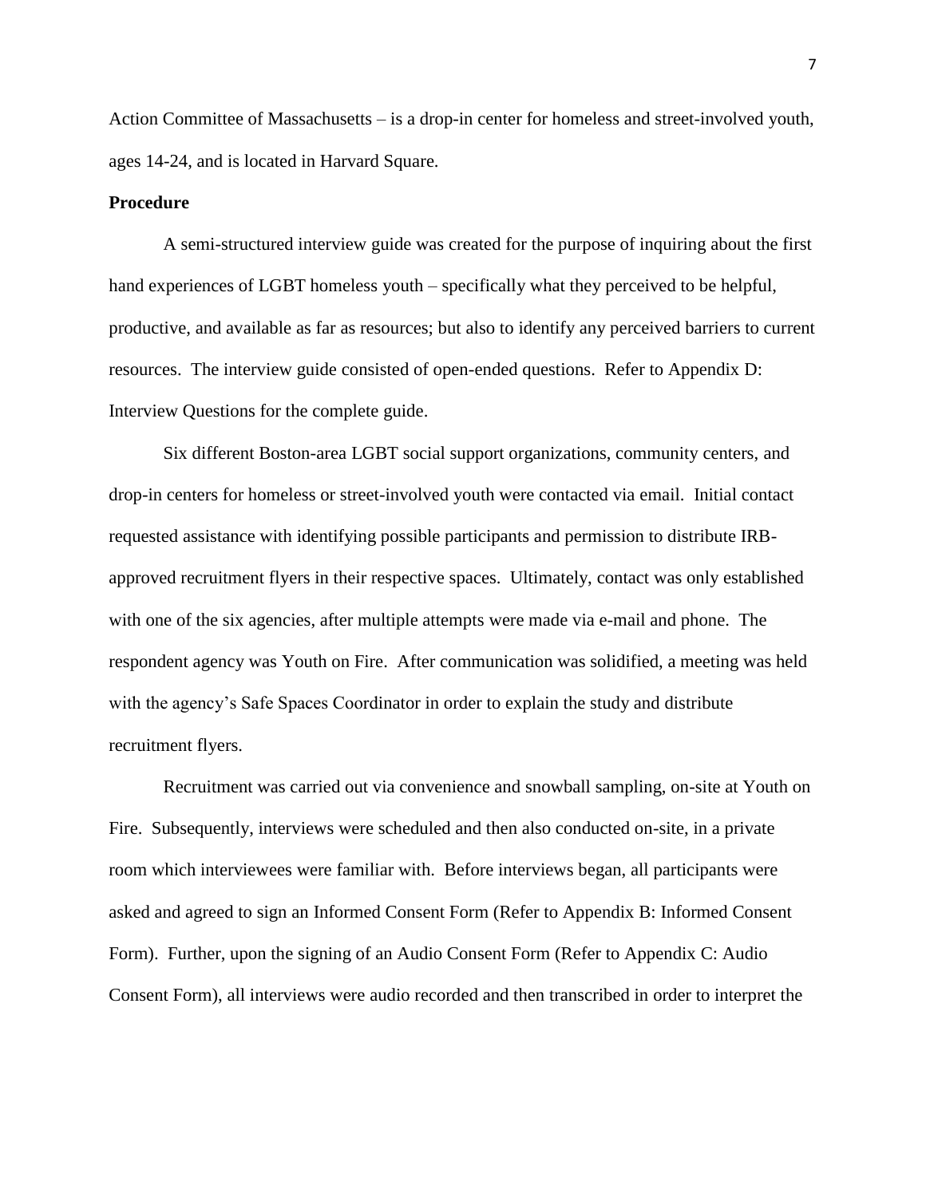Action Committee of Massachusetts – is a drop-in center for homeless and street-involved youth, ages 14-24, and is located in Harvard Square.

**Procedure**

A semi-structured interview guide was created for the purpose of inquiring about the first hand experiences of LGBT homeless youth – specifically what they perceived to be helpful, productive, and available as far as resources; but also to identify any perceived barriers to current resources. The interview guide consisted of open-ended questions. Refer to Appendix D: Interview Questions for the complete guide.

Six different Boston-area LGBT social support organizations, community centers, and drop-in centers for homeless or street-involved youth were contacted via email. Initial contact requested assistance with identifying possible participants and permission to distribute IRB-approved recruitment flyers in their respective spaces. Ultimately, contact was only established with one of the six agencies, after multiple attempts were made via e-mail and phone. The respondent agency was Youth on Fire. After communication was solidified, a meeting was held with the agency's Safe Spaces Coordinator in order to explain the study and distribute recruitment flyers.

Recruitment was carried out via convenience and snowball sampling, on-site at Youth on Fire. Subsequently, interviews were scheduled and then also conducted on-site, in a private room which interviewees were familiar with. Before interviews began, all participants were asked and agreed to sign an Informed Consent Form (Refer to Appendix B: Informed Consent Form). Further, upon the signing of an Audio Consent Form (Refer to Appendix C: Audio Consent Form), all interviews were audio recorded and then transcribed in order to interpret the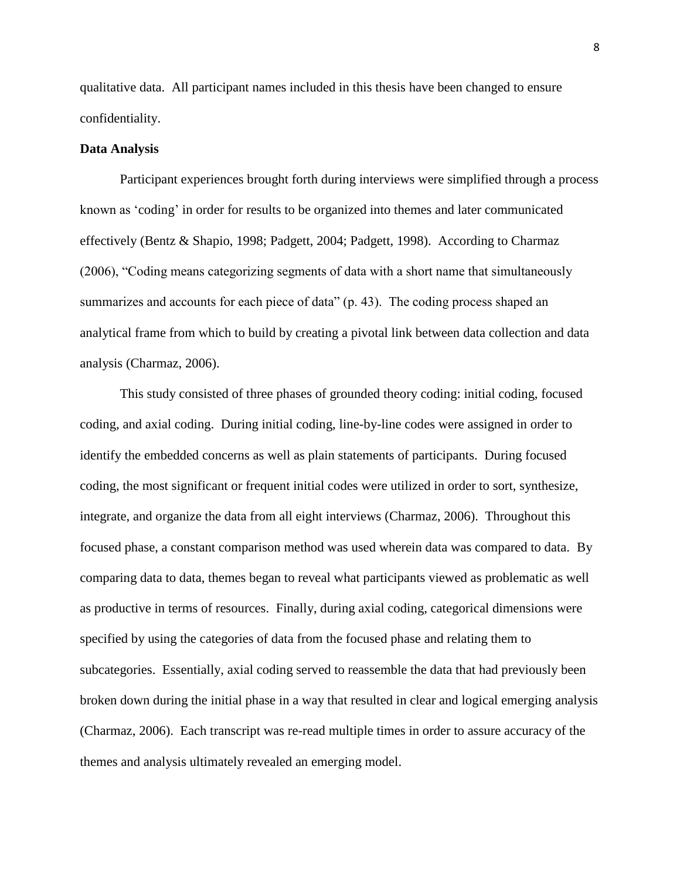qualitative data. All participant names included in this thesis have been changed to ensure confidentiality.

**Data Analysis**

Participant experiences brought forth during interviews were simplified through a process known as 'coding' in order for results to be organized into themes and later communicated effectively (Bentz & Shapio, 1998; Padgett, 2004; Padgett, 1998). According to Charmaz (2006), "Coding means categorizing segments of data with a short name that simultaneously summarizes and accounts for each piece of data" (p. 43). The coding process shaped an analytical frame from which to build by creating a pivotal link between data collection and data analysis (Charmaz, 2006).

This study consisted of three phases of grounded theory coding: initial coding, focused coding, and axial coding. During initial coding, line-by-line codes were assigned in order to identify the embedded concerns as well as plain statements of participants. During focused coding, the most significant or frequent initial codes were utilized in order to sort, synthesize, integrate, and organize the data from all eight interviews (Charmaz, 2006). Throughout this focused phase, a constant comparison method was used wherein data was compared to data. By comparing data to data, themes began to reveal what participants viewed as problematic as well as productive in terms of resources. Finally, during axial coding, categorical dimensions were specified by using the categories of data from the focused phase and relating them to subcategories. Essentially, axial coding served to reassemble the data that had previously been broken down during the initial phase in a way that resulted in clear and logical emerging analysis (Charmaz, 2006). Each transcript was re-read multiple times in order to assure accuracy of the themes and analysis ultimately revealed an emerging model.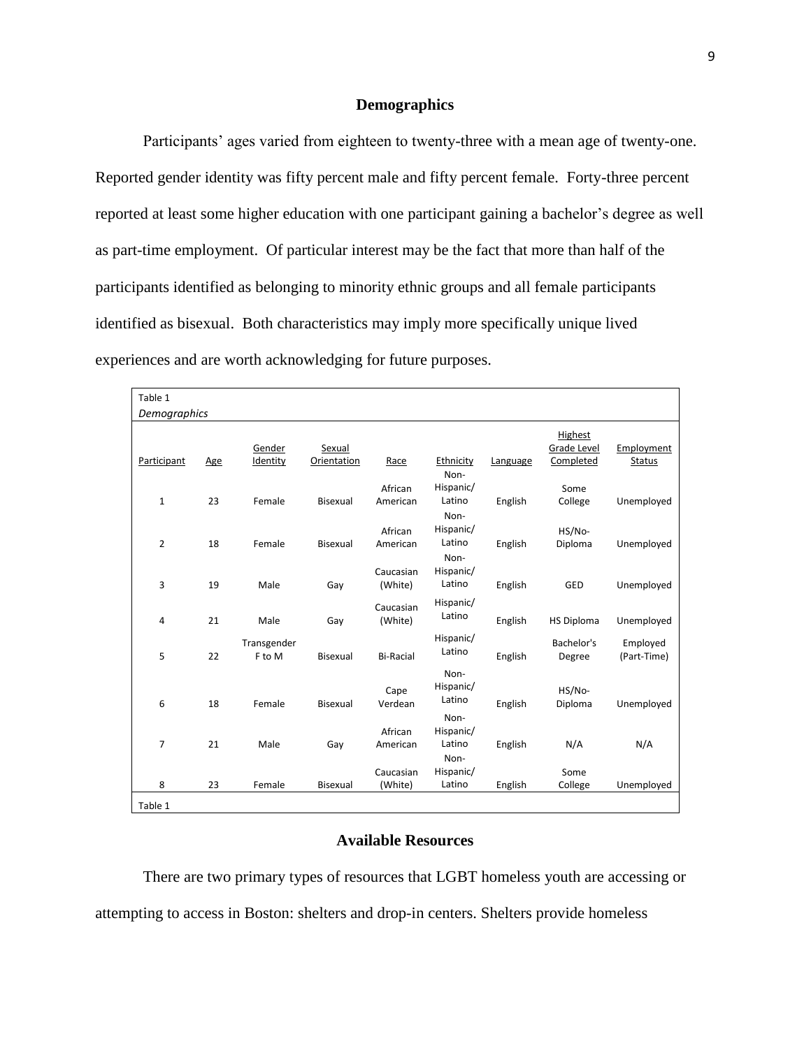## Demographics

Participants' ages varied from eighteen to twenty-three with a mean age of twenty-one. Reported gender identity was fifty percent male and fifty percent female. Forty-three percent reported at least some higher education with one participant gaining a bachelor's degree as well as part-time employment. Of particular interest may be the fact that more than half of the participants identified as belonging to minority ethnic groups and all female participants identified as bisexual. Both characteristics may imply more specifically unique lived experiences and are worth acknowledging for future purposes.

Table 1

*Demographics*

| Participant | Age | Gender Identity | Sexual Orientation | Race | Ethnicity | Language | Highest Grade Level Completed | Employment Status |
|---|---|---|---|---|---|---|---|---|
| 1 | 23 | Female | Bisexual | African American | Non-Hispanic/ Latino | English | Some College | Unemployed |
| 2 | 18 | Female | Bisexual | African American | Non-Hispanic/ Latino | English | HS/No-Diploma | Unemployed |
| 3 | 19 | Male | Gay | Caucasian (White) | Non-Hispanic/ Latino | English | GED | Unemployed |
| 4 | 21 | Male | Gay | Caucasian (White) | Hispanic/ Latino | English | HS Diploma | Unemployed |
| 5 | 22 | Transgender F to M | Bisexual | Bi-Racial | Hispanic/ Latino | English | Bachelor's Degree | Employed (Part-Time) |
| 6 | 18 | Female | Bisexual | Cape Verdean | Non-Hispanic/ Latino | English | HS/No-Diploma | Unemployed |
| 7 | 21 | Male | Gay | African American | Non-Hispanic/ Latino | English | N/A | N/A |
| 8 | 23 | Female | Bisexual | Caucasian (White) | Non-Hispanic/ Latino | English | Some College | Unemployed |

Table 1

## Available Resources

There are two primary types of resources that LGBT homeless youth are accessing or attempting to access in Boston: shelters and drop-in centers. Shelters provide homeless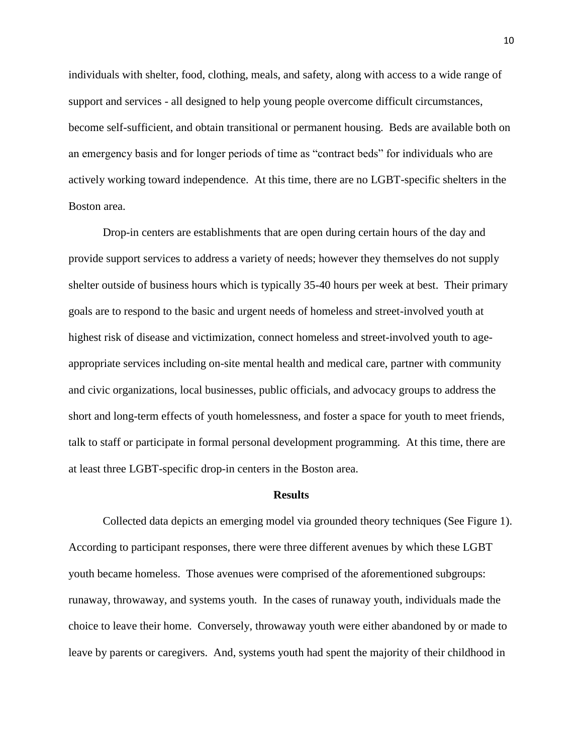individuals with shelter, food, clothing, meals, and safety, along with access to a wide range of support and services - all designed to help young people overcome difficult circumstances, become self-sufficient, and obtain transitional or permanent housing. Beds are available both on an emergency basis and for longer periods of time as "contract beds" for individuals who are actively working toward independence. At this time, there are no LGBT-specific shelters in the Boston area.

Drop-in centers are establishments that are open during certain hours of the day and provide support services to address a variety of needs; however they themselves do not supply shelter outside of business hours which is typically 35-40 hours per week at best. Their primary goals are to respond to the basic and urgent needs of homeless and street-involved youth at highest risk of disease and victimization, connect homeless and street-involved youth to age-appropriate services including on-site mental health and medical care, partner with community and civic organizations, local businesses, public officials, and advocacy groups to address the short and long-term effects of youth homelessness, and foster a space for youth to meet friends, talk to staff or participate in formal personal development programming. At this time, there are at least three LGBT-specific drop-in centers in the Boston area.

## Results

Collected data depicts an emerging model via grounded theory techniques (See Figure 1). According to participant responses, there were three different avenues by which these LGBT youth became homeless. Those avenues were comprised of the aforementioned subgroups: runaway, throwaway, and systems youth. In the cases of runaway youth, individuals made the choice to leave their home. Conversely, throwaway youth were either abandoned by or made to leave by parents or caregivers. And, systems youth had spent the majority of their childhood in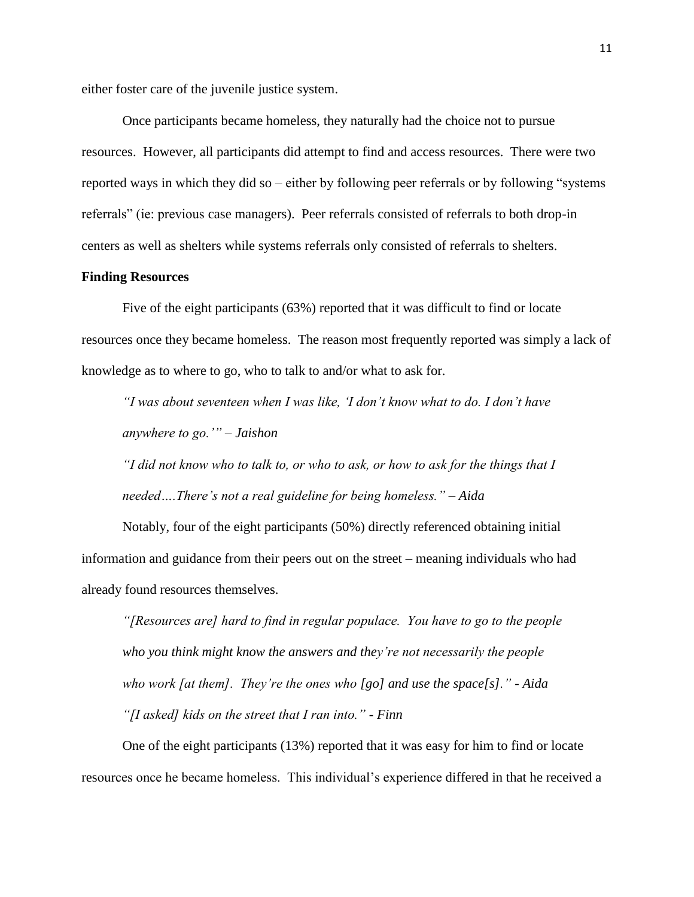either foster care of the juvenile justice system.

Once participants became homeless, they naturally had the choice not to pursue resources. However, all participants did attempt to find and access resources. There were two reported ways in which they did so – either by following peer referrals or by following "systems referrals" (ie: previous case managers). Peer referrals consisted of referrals to both drop-in centers as well as shelters while systems referrals only consisted of referrals to shelters.

**Finding Resources**

Five of the eight participants (63%) reported that it was difficult to find or locate resources once they became homeless. The reason most frequently reported was simply a lack of knowledge as to where to go, who to talk to and/or what to ask for.

> *"I was about seventeen when I was like, 'I don't know what to do. I don't have anywhere to go.'" – Jaishon*
>
> *"I did not know who to talk to, or who to ask, or how to ask for the things that I needed….There's not a real guideline for being homeless." – Aida*

Notably, four of the eight participants (50%) directly referenced obtaining initial information and guidance from their peers out on the street – meaning individuals who had already found resources themselves.

> *"[Resources are] hard to find in regular populace. You have to go to the people who you think might know the answers and they're not necessarily the people who work [at them]. They're the ones who [go] and use the space[s]." - Aida*
>
> *"[I asked] kids on the street that I ran into." - Finn*

One of the eight participants (13%) reported that it was easy for him to find or locate resources once he became homeless. This individual's experience differed in that he received a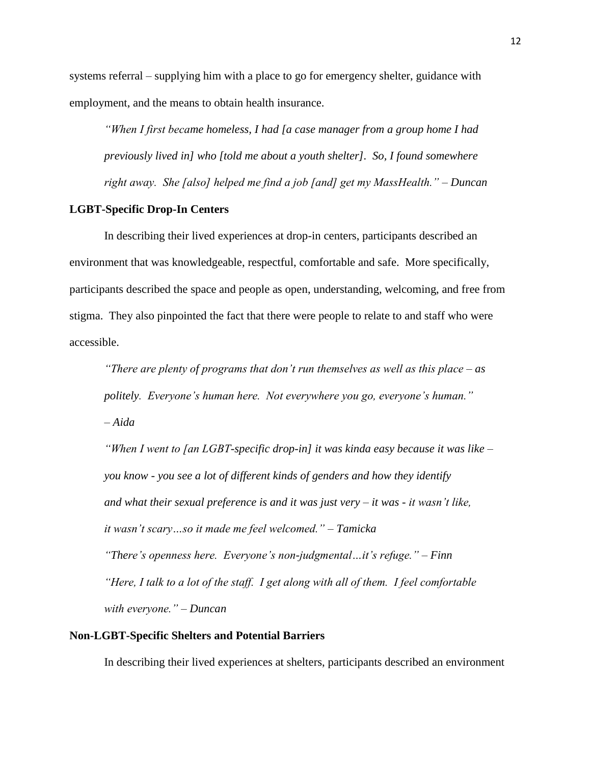systems referral – supplying him with a place to go for emergency shelter, guidance with employment, and the means to obtain health insurance.

> *"When I first became homeless, I had [a case manager from a group home I had previously lived in] who [told me about a youth shelter]. So, I found somewhere right away. She [also] helped me find a job [and] get my MassHealth." – Duncan*

### LGBT-Specific Drop-In Centers

In describing their lived experiences at drop-in centers, participants described an environment that was knowledgeable, respectful, comfortable and safe. More specifically, participants described the space and people as open, understanding, welcoming, and free from stigma. They also pinpointed the fact that there were people to relate to and staff who were accessible.

> *"There are plenty of programs that don't run themselves as well as this place – as politely. Everyone's human here. Not everywhere you go, everyone's human." – Aida*
>
> *"When I went to [an LGBT-specific drop-in] it was kinda easy because it was like – you know - you see a lot of different kinds of genders and how they identify and what their sexual preference is and it was just very – it was - it wasn't like, it wasn't scary…so it made me feel welcomed." – Tamicka*
>
> *"There's openness here. Everyone's non-judgmental…it's refuge." – Finn*
>
> *"Here, I talk to a lot of the staff. I get along with all of them. I feel comfortable with everyone." – Duncan*

### Non-LGBT-Specific Shelters and Potential Barriers

In describing their lived experiences at shelters, participants described an environment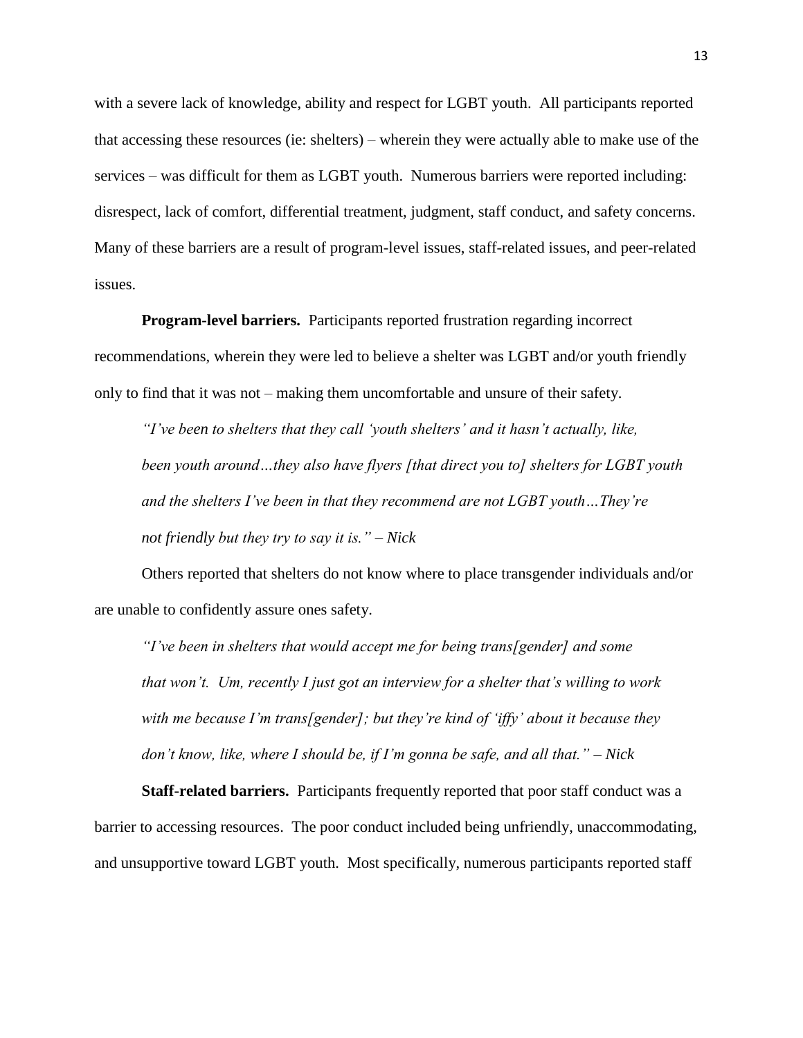with a severe lack of knowledge, ability and respect for LGBT youth. All participants reported that accessing these resources (ie: shelters) – wherein they were actually able to make use of the services – was difficult for them as LGBT youth. Numerous barriers were reported including: disrespect, lack of comfort, differential treatment, judgment, staff conduct, and safety concerns. Many of these barriers are a result of program-level issues, staff-related issues, and peer-related issues.

**Program-level barriers.** Participants reported frustration regarding incorrect recommendations, wherein they were led to believe a shelter was LGBT and/or youth friendly only to find that it was not – making them uncomfortable and unsure of their safety.

> *"I've been to shelters that they call 'youth shelters' and it hasn't actually, like, been youth around…they also have flyers [that direct you to] shelters for LGBT youth and the shelters I've been in that they recommend are not LGBT youth…They're not friendly but they try to say it is." – Nick*

Others reported that shelters do not know where to place transgender individuals and/or are unable to confidently assure ones safety.

> *"I've been in shelters that would accept me for being trans[gender] and some that won't. Um, recently I just got an interview for a shelter that's willing to work with me because I'm trans[gender]; but they're kind of 'iffy' about it because they don't know, like, where I should be, if I'm gonna be safe, and all that." – Nick*

**Staff-related barriers.** Participants frequently reported that poor staff conduct was a barrier to accessing resources. The poor conduct included being unfriendly, unaccommodating, and unsupportive toward LGBT youth. Most specifically, numerous participants reported staff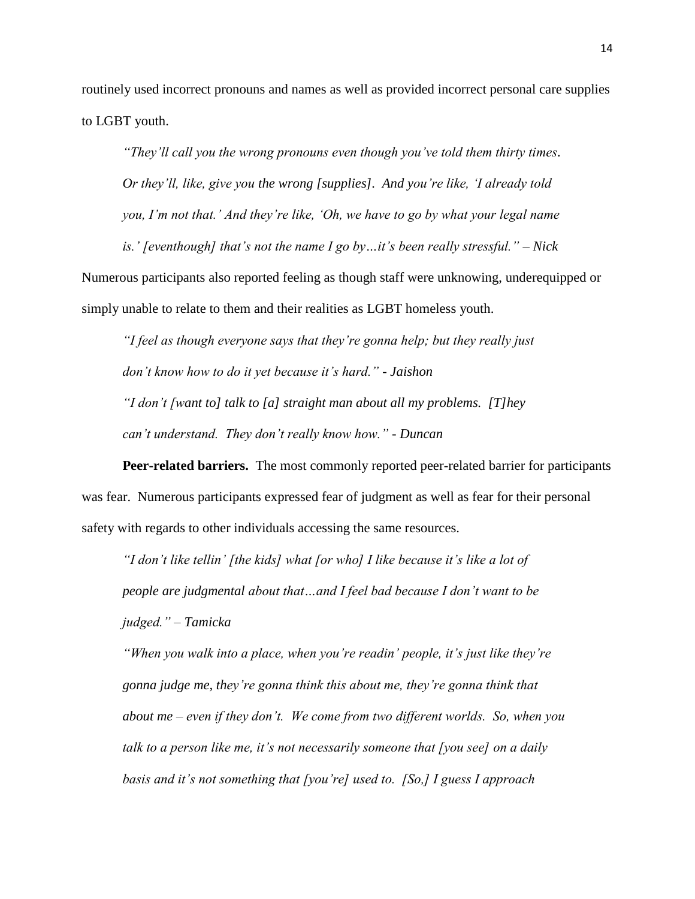routinely used incorrect pronouns and names as well as provided incorrect personal care supplies to LGBT youth.

> *"They'll call you the wrong pronouns even though you've told them thirty times. Or they'll, like, give you the wrong [supplies]. And you're like, 'I already told you, I'm not that.' And they're like, 'Oh, we have to go by what your legal name is.' [eventhough] that's not the name I go by…it's been really stressful." – Nick*

Numerous participants also reported feeling as though staff were unknowing, underequipped or simply unable to relate to them and their realities as LGBT homeless youth.

> *"I feel as though everyone says that they're gonna help; but they really just don't know how to do it yet because it's hard." - Jaishon*
>
> *"I don't [want to] talk to [a] straight man about all my problems. [T]hey can't understand. They don't really know how." - Duncan*

**Peer-related barriers.** The most commonly reported peer-related barrier for participants was fear. Numerous participants expressed fear of judgment as well as fear for their personal safety with regards to other individuals accessing the same resources.

> *"I don't like tellin' [the kids] what [or who] I like because it's like a lot of people are judgmental about that…and I feel bad because I don't want to be judged." – Tamicka*
>
> *"When you walk into a place, when you're readin' people, it's just like they're gonna judge me, they're gonna think this about me, they're gonna think that about me – even if they don't. We come from two different worlds. So, when you talk to a person like me, it's not necessarily someone that [you see] on a daily basis and it's not something that [you're] used to. [So,] I guess I approach*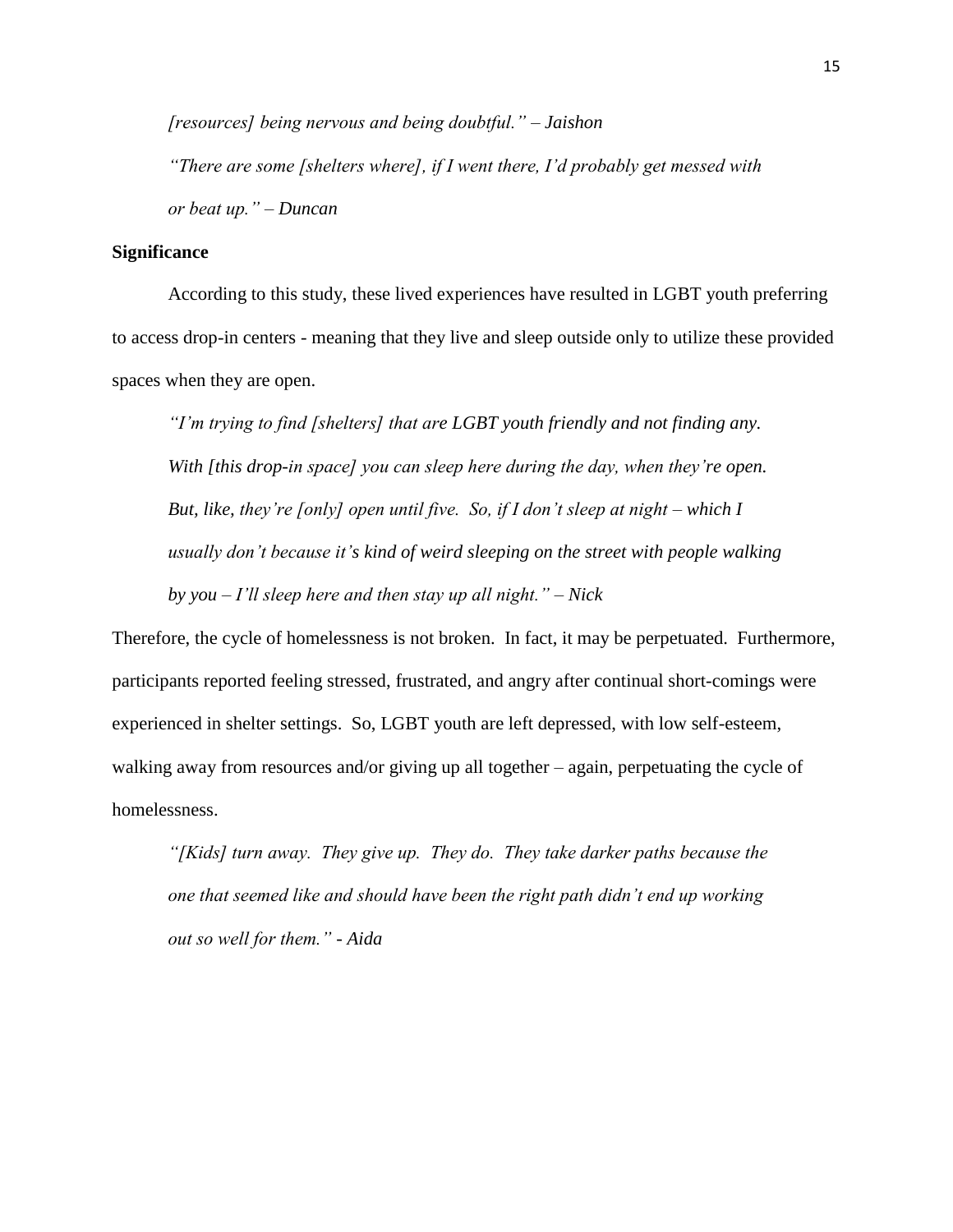*[resources] being nervous and being doubtful."* – *Jaishon*

*"There are some [shelters where], if I went there, I'd probably get messed with or beat up."* – *Duncan*

**Significance**

According to this study, these lived experiences have resulted in LGBT youth preferring to access drop-in centers - meaning that they live and sleep outside only to utilize these provided spaces when they are open.

*"I'm trying to find [shelters] that are LGBT youth friendly and not finding any. With [this drop-in space] you can sleep here during the day, when they're open. But, like, they're [only] open until five. So, if I don't sleep at night – which I usually don't because it's kind of weird sleeping on the street with people walking by you – I'll sleep here and then stay up all night."* – *Nick*

Therefore, the cycle of homelessness is not broken. In fact, it may be perpetuated. Furthermore, participants reported feeling stressed, frustrated, and angry after continual short-comings were experienced in shelter settings. So, LGBT youth are left depressed, with low self-esteem, walking away from resources and/or giving up all together – again, perpetuating the cycle of homelessness.

*"[Kids] turn away. They give up. They do. They take darker paths because the one that seemed like and should have been the right path didn't end up working out so well for them."* - *Aida*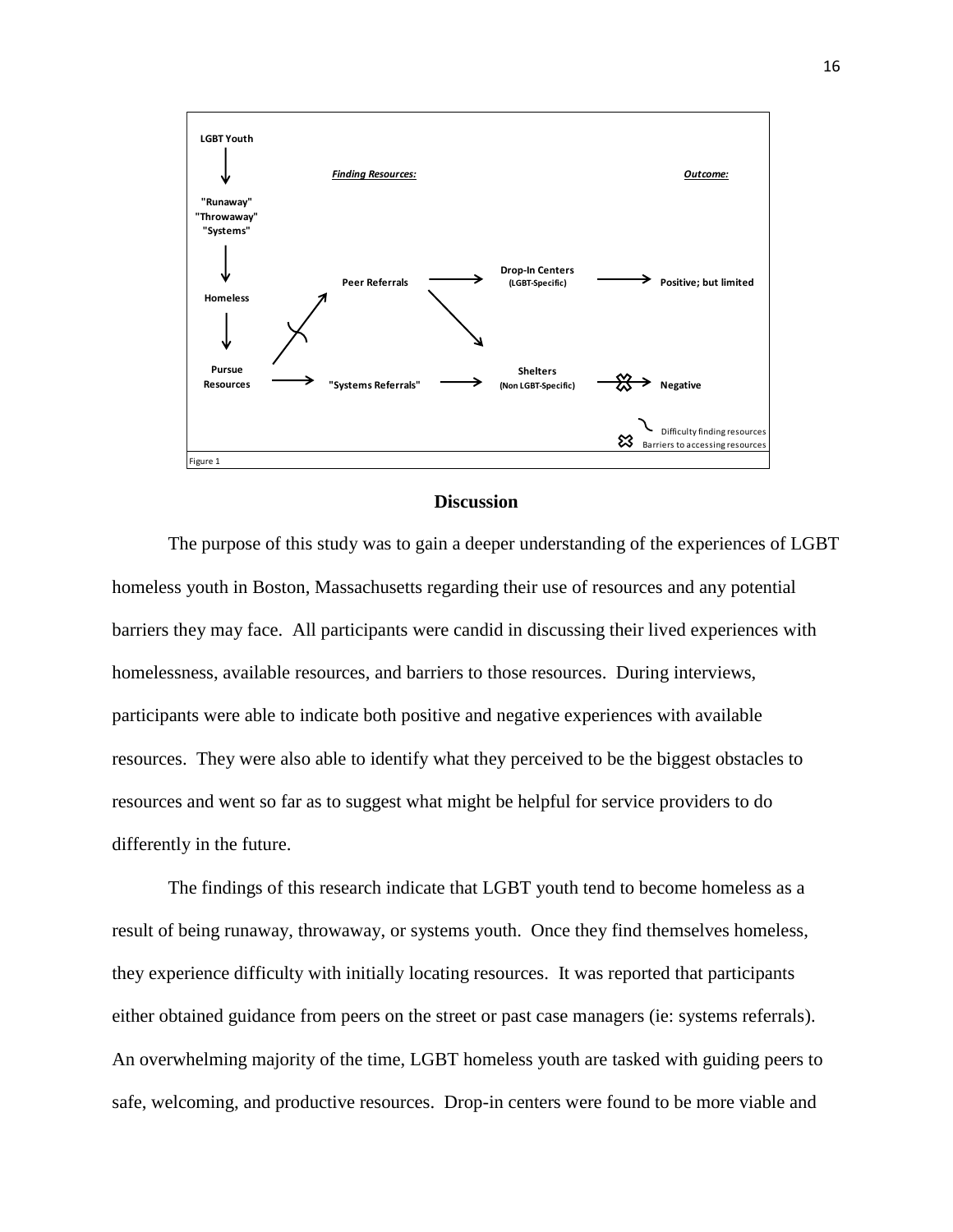LGBT Youth

↓

"Runaway"
"Throwaway"
"Systems"

↓

Homeless

↓

Pursue Resources

*Finding Resources:*

Peer Referrals → Drop-In Centers (LGBT-Specific) → Positive; but limited

"Systems Referrals" → Shelters (Non LGBT-Specific) → Negative

*Outcome:*

Difficulty finding resources

Barriers to accessing resources

Figure 1

## Discussion

The purpose of this study was to gain a deeper understanding of the experiences of LGBT homeless youth in Boston, Massachusetts regarding their use of resources and any potential barriers they may face. All participants were candid in discussing their lived experiences with homelessness, available resources, and barriers to those resources. During interviews, participants were able to indicate both positive and negative experiences with available resources. They were also able to identify what they perceived to be the biggest obstacles to resources and went so far as to suggest what might be helpful for service providers to do differently in the future.

The findings of this research indicate that LGBT youth tend to become homeless as a result of being runaway, throwaway, or systems youth. Once they find themselves homeless, they experience difficulty with initially locating resources. It was reported that participants either obtained guidance from peers on the street or past case managers (ie: systems referrals). An overwhelming majority of the time, LGBT homeless youth are tasked with guiding peers to safe, welcoming, and productive resources. Drop-in centers were found to be more viable and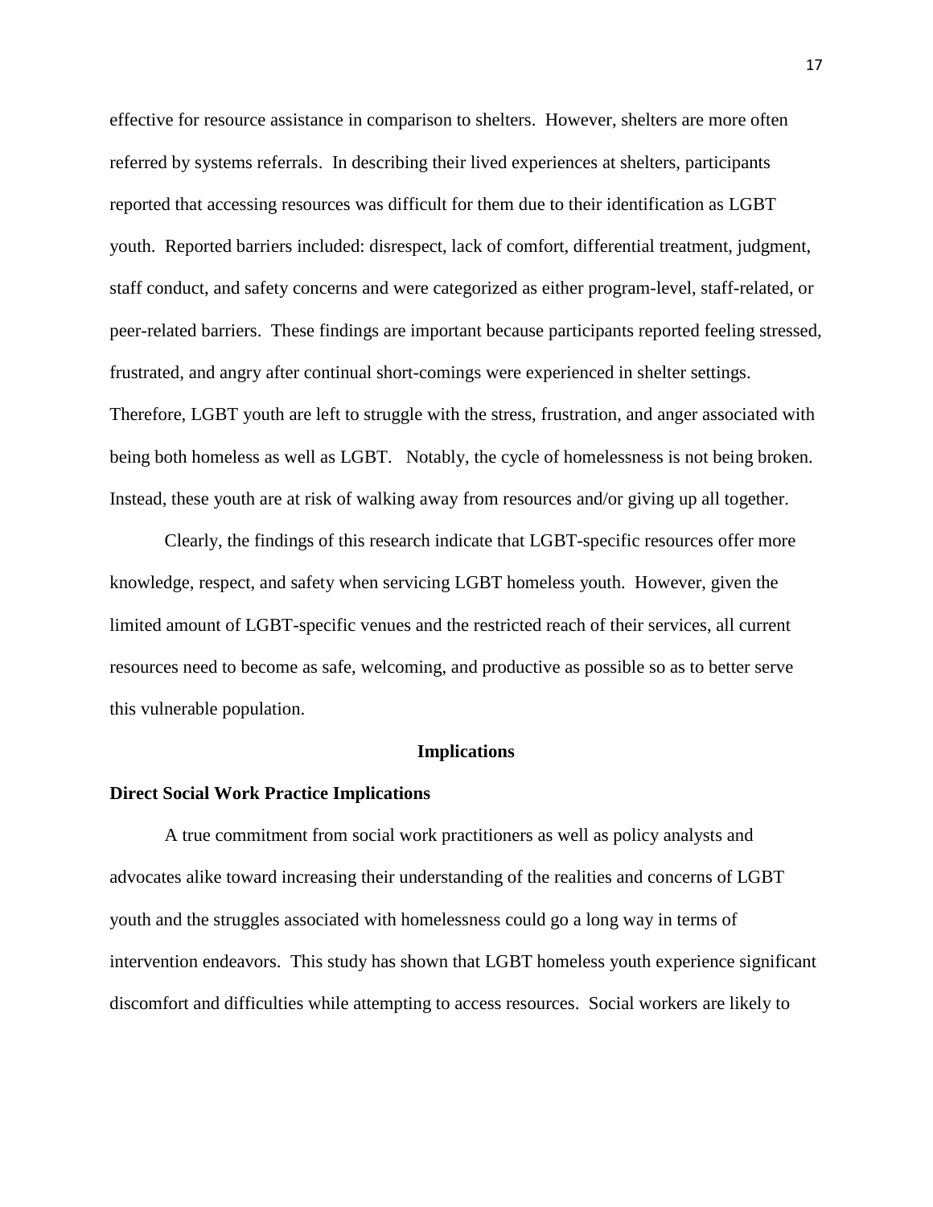effective for resource assistance in comparison to shelters. However, shelters are more often referred by systems referrals. In describing their lived experiences at shelters, participants reported that accessing resources was difficult for them due to their identification as LGBT youth. Reported barriers included: disrespect, lack of comfort, differential treatment, judgment, staff conduct, and safety concerns and were categorized as either program-level, staff-related, or peer-related barriers. These findings are important because participants reported feeling stressed, frustrated, and angry after continual short-comings were experienced in shelter settings. Therefore, LGBT youth are left to struggle with the stress, frustration, and anger associated with being both homeless as well as LGBT. Notably, the cycle of homelessness is not being broken. Instead, these youth are at risk of walking away from resources and/or giving up all together.

Clearly, the findings of this research indicate that LGBT-specific resources offer more knowledge, respect, and safety when servicing LGBT homeless youth. However, given the limited amount of LGBT-specific venues and the restricted reach of their services, all current resources need to become as safe, welcoming, and productive as possible so as to better serve this vulnerable population.

## Implications

### Direct Social Work Practice Implications

A true commitment from social work practitioners as well as policy analysts and advocates alike toward increasing their understanding of the realities and concerns of LGBT youth and the struggles associated with homelessness could go a long way in terms of intervention endeavors. This study has shown that LGBT homeless youth experience significant discomfort and difficulties while attempting to access resources. Social workers are likely to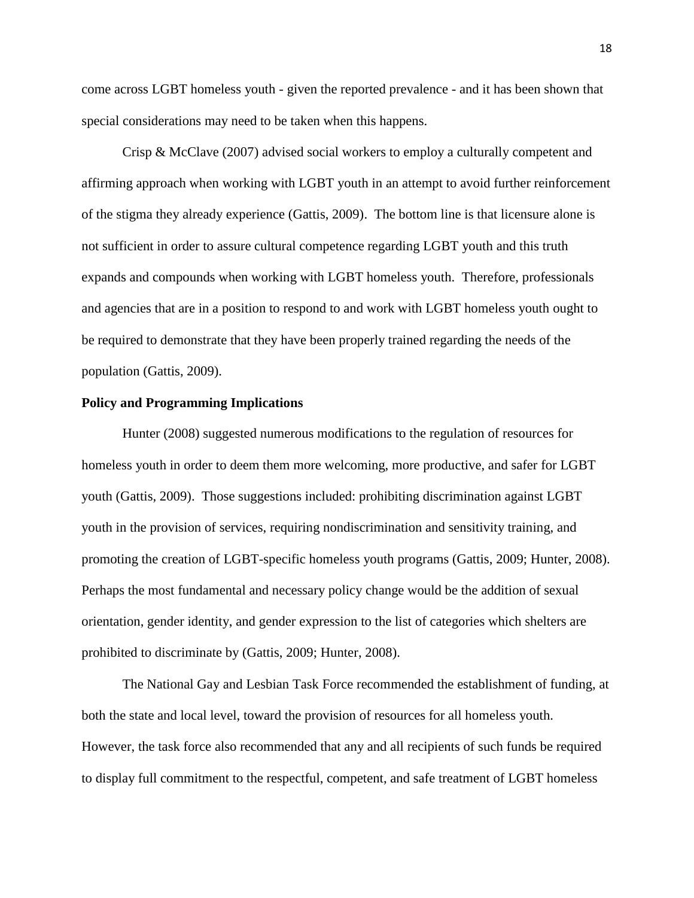come across LGBT homeless youth - given the reported prevalence - and it has been shown that special considerations may need to be taken when this happens.

Crisp & McClave (2007) advised social workers to employ a culturally competent and affirming approach when working with LGBT youth in an attempt to avoid further reinforcement of the stigma they already experience (Gattis, 2009). The bottom line is that licensure alone is not sufficient in order to assure cultural competence regarding LGBT youth and this truth expands and compounds when working with LGBT homeless youth. Therefore, professionals and agencies that are in a position to respond to and work with LGBT homeless youth ought to be required to demonstrate that they have been properly trained regarding the needs of the population (Gattis, 2009).

**Policy and Programming Implications**

Hunter (2008) suggested numerous modifications to the regulation of resources for homeless youth in order to deem them more welcoming, more productive, and safer for LGBT youth (Gattis, 2009). Those suggestions included: prohibiting discrimination against LGBT youth in the provision of services, requiring nondiscrimination and sensitivity training, and promoting the creation of LGBT-specific homeless youth programs (Gattis, 2009; Hunter, 2008). Perhaps the most fundamental and necessary policy change would be the addition of sexual orientation, gender identity, and gender expression to the list of categories which shelters are prohibited to discriminate by (Gattis, 2009; Hunter, 2008).

The National Gay and Lesbian Task Force recommended the establishment of funding, at both the state and local level, toward the provision of resources for all homeless youth. However, the task force also recommended that any and all recipients of such funds be required to display full commitment to the respectful, competent, and safe treatment of LGBT homeless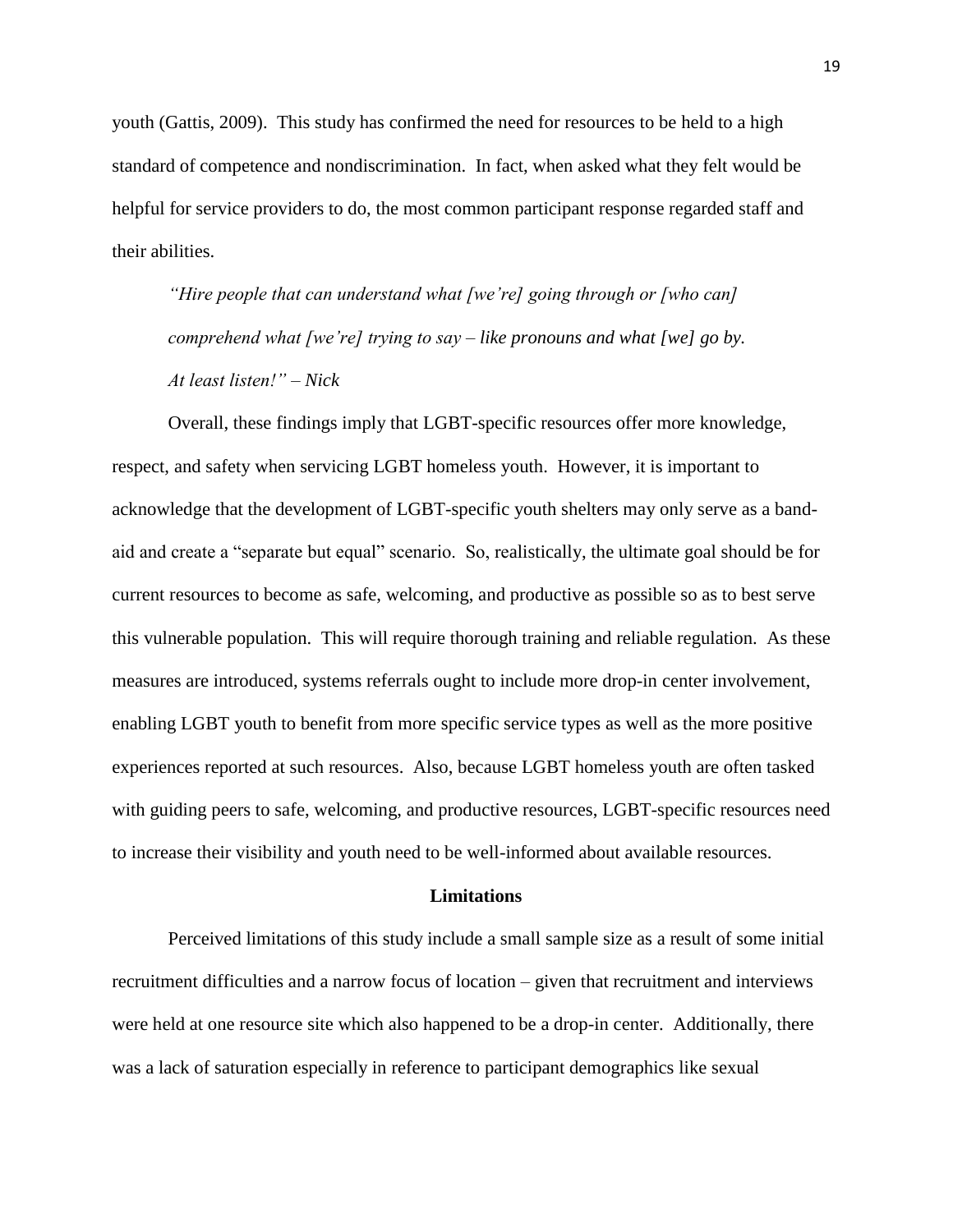youth (Gattis, 2009). This study has confirmed the need for resources to be held to a high standard of competence and nondiscrimination. In fact, when asked what they felt would be helpful for service providers to do, the most common participant response regarded staff and their abilities.

> *"Hire people that can understand what [we're] going through or [who can] comprehend what [we're] trying to say – like pronouns and what [we] go by. At least listen!" – Nick*

Overall, these findings imply that LGBT-specific resources offer more knowledge, respect, and safety when servicing LGBT homeless youth. However, it is important to acknowledge that the development of LGBT-specific youth shelters may only serve as a band-aid and create a "separate but equal" scenario. So, realistically, the ultimate goal should be for current resources to become as safe, welcoming, and productive as possible so as to best serve this vulnerable population. This will require thorough training and reliable regulation. As these measures are introduced, systems referrals ought to include more drop-in center involvement, enabling LGBT youth to benefit from more specific service types as well as the more positive experiences reported at such resources. Also, because LGBT homeless youth are often tasked with guiding peers to safe, welcoming, and productive resources, LGBT-specific resources need to increase their visibility and youth need to be well-informed about available resources.

## Limitations

Perceived limitations of this study include a small sample size as a result of some initial recruitment difficulties and a narrow focus of location – given that recruitment and interviews were held at one resource site which also happened to be a drop-in center. Additionally, there was a lack of saturation especially in reference to participant demographics like sexual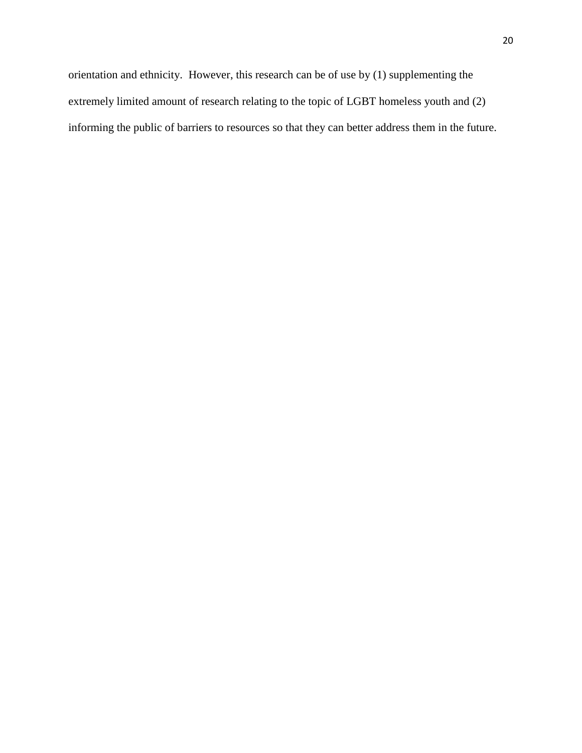orientation and ethnicity. However, this research can be of use by (1) supplementing the extremely limited amount of research relating to the topic of LGBT homeless youth and (2) informing the public of barriers to resources so that they can better address them in the future.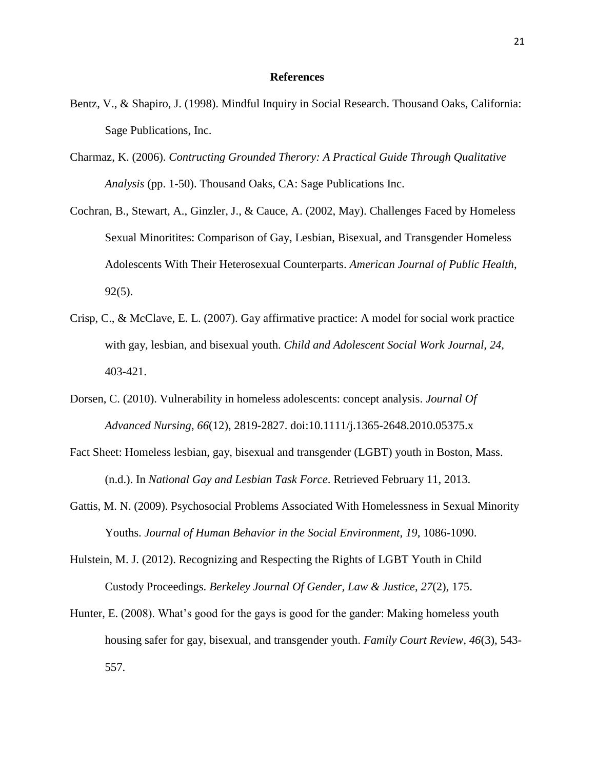## References

Bentz, V., & Shapiro, J. (1998). Mindful Inquiry in Social Research. Thousand Oaks, California: Sage Publications, Inc.

Charmaz, K. (2006). *Contructing Grounded Therory: A Practical Guide Through Qualitative Analysis* (pp. 1-50). Thousand Oaks, CA: Sage Publications Inc.

Cochran, B., Stewart, A., Ginzler, J., & Cauce, A. (2002, May). Challenges Faced by Homeless Sexual Minoritites: Comparison of Gay, Lesbian, Bisexual, and Transgender Homeless Adolescents With Their Heterosexual Counterparts. *American Journal of Public Health*, 92(5).

Crisp, C., & McClave, E. L. (2007). Gay affirmative practice: A model for social work practice with gay, lesbian, and bisexual youth. *Child and Adolescent Social Work Journal*, *24*, 403-421.

Dorsen, C. (2010). Vulnerability in homeless adolescents: concept analysis. *Journal Of Advanced Nursing*, *66*(12), 2819-2827. doi:10.1111/j.1365-2648.2010.05375.x

Fact Sheet: Homeless lesbian, gay, bisexual and transgender (LGBT) youth in Boston, Mass. (n.d.). In *National Gay and Lesbian Task Force*. Retrieved February 11, 2013.

Gattis, M. N. (2009). Psychosocial Problems Associated With Homelessness in Sexual Minority Youths. *Journal of Human Behavior in the Social Environment*, *19*, 1086-1090.

Hulstein, M. J. (2012). Recognizing and Respecting the Rights of LGBT Youth in Child Custody Proceedings. *Berkeley Journal Of Gender, Law & Justice*, *27*(2), 175.

Hunter, E. (2008). What's good for the gays is good for the gander: Making homeless youth housing safer for gay, bisexual, and transgender youth. *Family Court Review*, *46*(3), 543-557.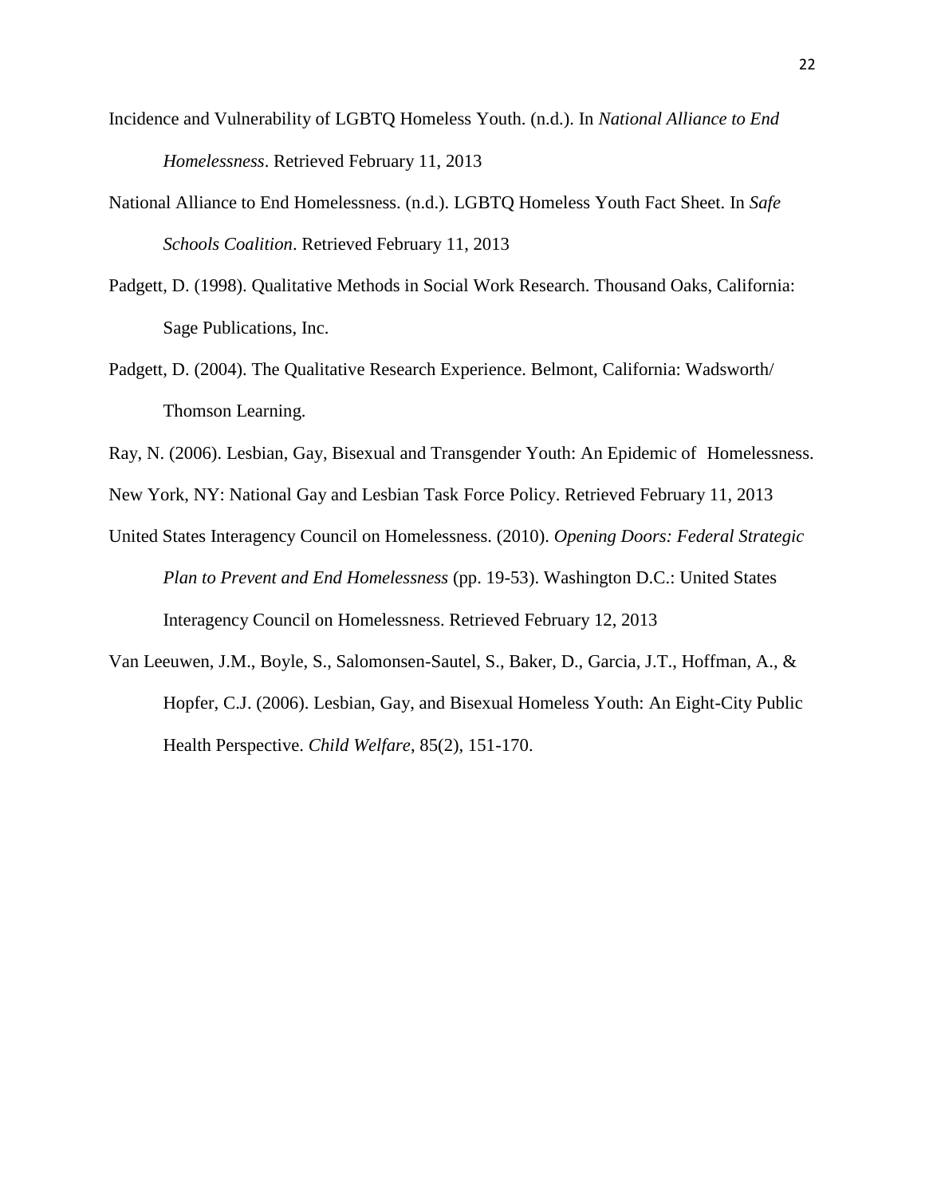Incidence and Vulnerability of LGBTQ Homeless Youth. (n.d.). In *National Alliance to End Homelessness*. Retrieved February 11, 2013

National Alliance to End Homelessness. (n.d.). LGBTQ Homeless Youth Fact Sheet. In *Safe Schools Coalition*. Retrieved February 11, 2013

Padgett, D. (1998). Qualitative Methods in Social Work Research. Thousand Oaks, California: Sage Publications, Inc.

Padgett, D. (2004). The Qualitative Research Experience. Belmont, California: Wadsworth/ Thomson Learning.

Ray, N. (2006). Lesbian, Gay, Bisexual and Transgender Youth: An Epidemic of Homelessness.

New York, NY: National Gay and Lesbian Task Force Policy. Retrieved February 11, 2013

United States Interagency Council on Homelessness. (2010). *Opening Doors: Federal Strategic Plan to Prevent and End Homelessness* (pp. 19-53). Washington D.C.: United States Interagency Council on Homelessness. Retrieved February 12, 2013

Van Leeuwen, J.M., Boyle, S., Salomonsen-Sautel, S., Baker, D., Garcia, J.T., Hoffman, A., & Hopfer, C.J. (2006). Lesbian, Gay, and Bisexual Homeless Youth: An Eight-City Public Health Perspective. *Child Welfare*, 85(2), 151-170.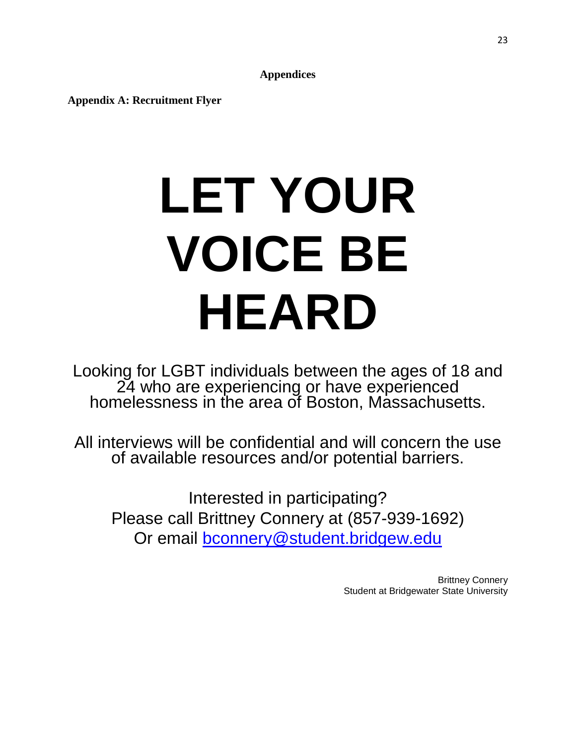## Appendices

### Appendix A: Recruitment Flyer

# LET YOUR VOICE BE HEARD

Looking for LGBT individuals between the ages of 18 and 24 who are experiencing or have experienced homelessness in the area of Boston, Massachusetts.

All interviews will be confidential and will concern the use of available resources and/or potential barriers.

Interested in participating?
Please call Brittney Connery at (857-939-1692)
Or email bconnery@student.bridgew.edu

Brittney Connery
Student at Bridgewater State University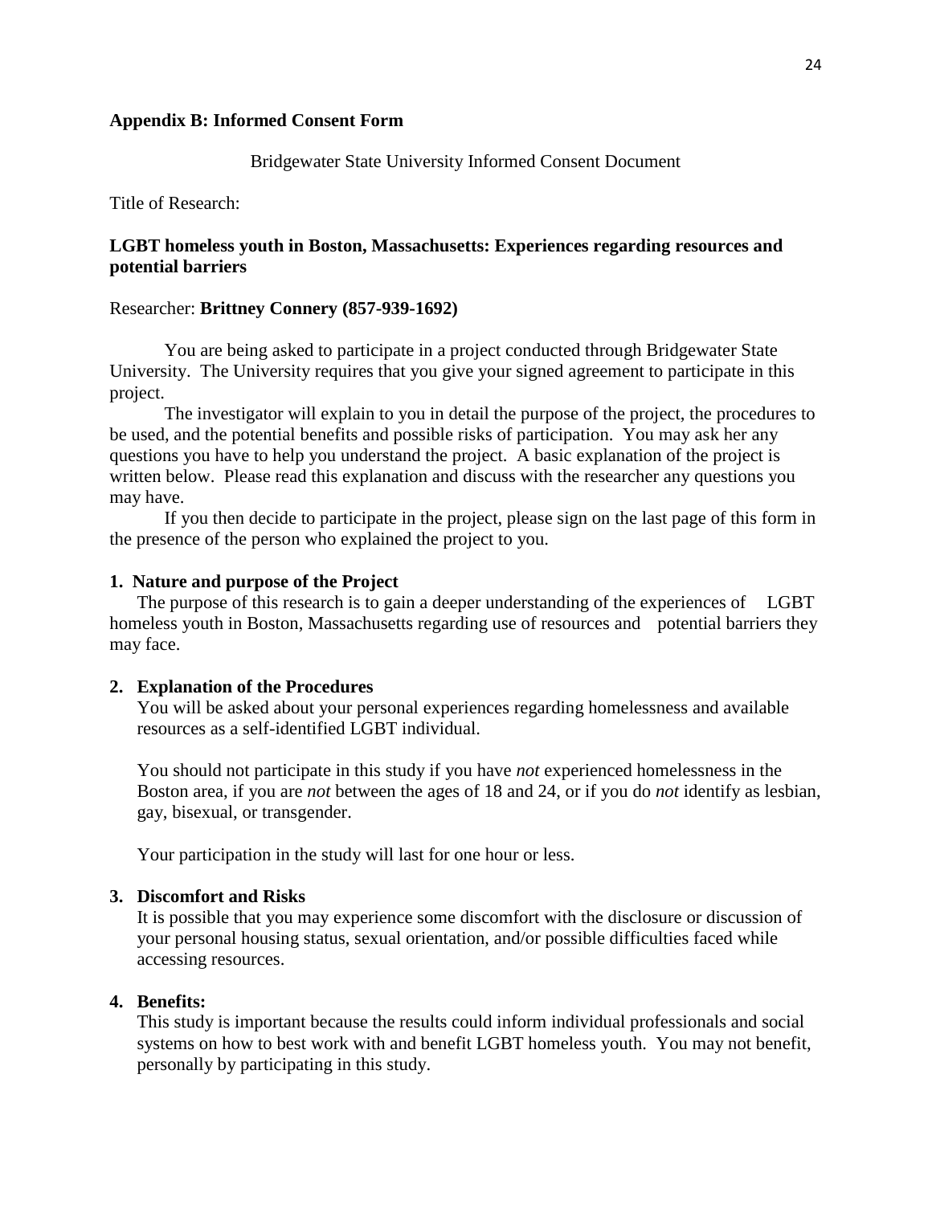**Appendix B: Informed Consent Form**

Bridgewater State University Informed Consent Document

Title of Research:

**LGBT homeless youth in Boston, Massachusetts: Experiences regarding resources and potential barriers**

Researcher: **Brittney Connery (857-939-1692)**

You are being asked to participate in a project conducted through Bridgewater State University. The University requires that you give your signed agreement to participate in this project.

The investigator will explain to you in detail the purpose of the project, the procedures to be used, and the potential benefits and possible risks of participation. You may ask her any questions you have to help you understand the project. A basic explanation of the project is written below. Please read this explanation and discuss with the researcher any questions you may have.

If you then decide to participate in the project, please sign on the last page of this form in the presence of the person who explained the project to you.

**1. Nature and purpose of the Project**

The purpose of this research is to gain a deeper understanding of the experiences of LGBT homeless youth in Boston, Massachusetts regarding use of resources and potential barriers they may face.

**2. Explanation of the Procedures**

You will be asked about your personal experiences regarding homelessness and available resources as a self-identified LGBT individual.

You should not participate in this study if you have *not* experienced homelessness in the Boston area, if you are *not* between the ages of 18 and 24, or if you do *not* identify as lesbian, gay, bisexual, or transgender.

Your participation in the study will last for one hour or less.

**3. Discomfort and Risks**

It is possible that you may experience some discomfort with the disclosure or discussion of your personal housing status, sexual orientation, and/or possible difficulties faced while accessing resources.

**4. Benefits:**

This study is important because the results could inform individual professionals and social systems on how to best work with and benefit LGBT homeless youth. You may not benefit, personally by participating in this study.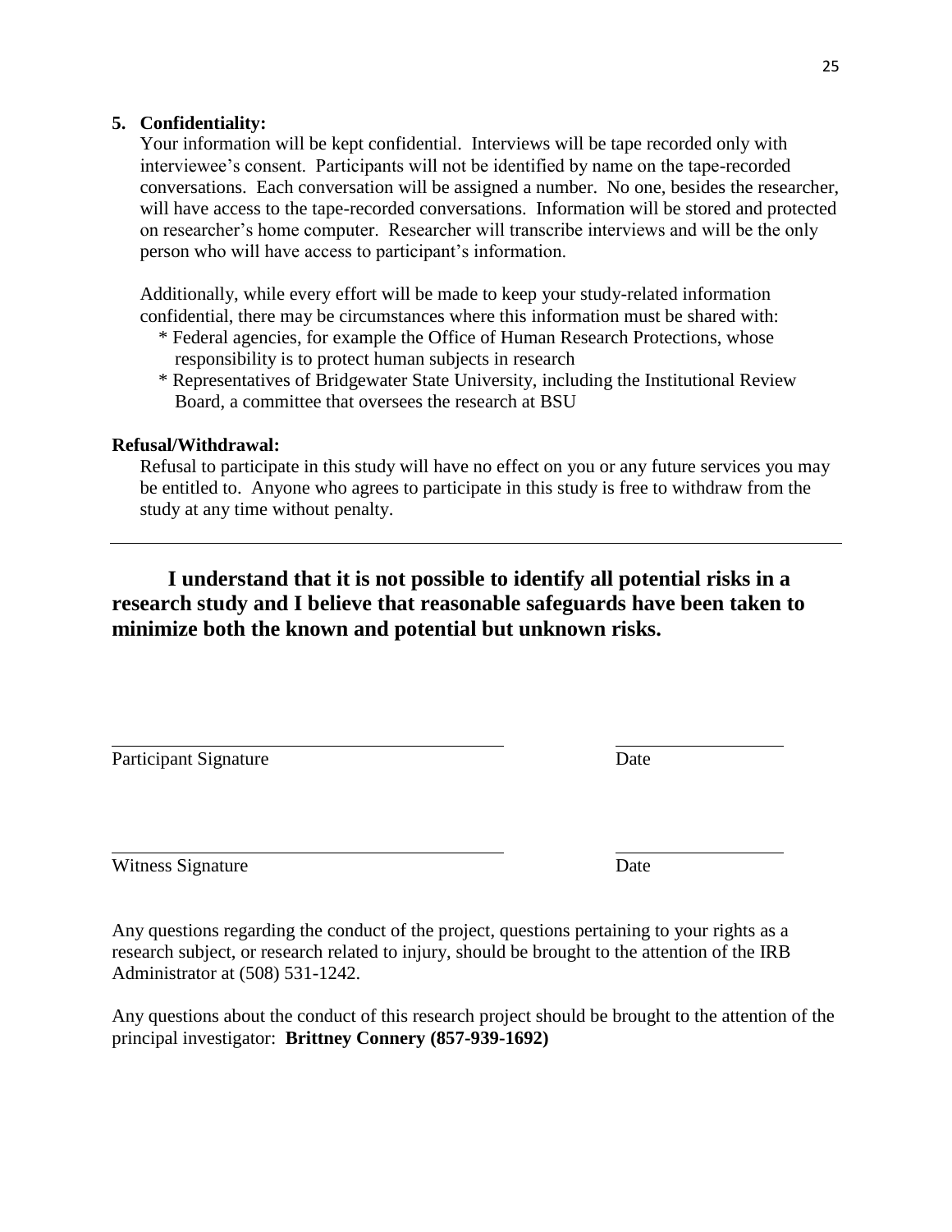5. **Confidentiality:**

   Your information will be kept confidential. Interviews will be tape recorded only with interviewee's consent. Participants will not be identified by name on the tape-recorded conversations. Each conversation will be assigned a number. No one, besides the researcher, will have access to the tape-recorded conversations. Information will be stored and protected on researcher's home computer. Researcher will transcribe interviews and will be the only person who will have access to participant's information.

   Additionally, while every effort will be made to keep your study-related information confidential, there may be circumstances where this information must be shared with:

   * Federal agencies, for example the Office of Human Research Protections, whose responsibility is to protect human subjects in research
   * Representatives of Bridgewater State University, including the Institutional Review Board, a committee that oversees the research at BSU

**Refusal/Withdrawal:**

Refusal to participate in this study will have no effect on you or any future services you may be entitled to. Anyone who agrees to participate in this study is free to withdraw from the study at any time without penalty.

---

**I understand that it is not possible to identify all potential risks in a research study and I believe that reasonable safeguards have been taken to minimize both the known and potential but unknown risks.**

______________________________ ______________

Participant Signature Date

______________________________ ______________

Witness Signature Date

Any questions regarding the conduct of the project, questions pertaining to your rights as a research subject, or research related to injury, should be brought to the attention of the IRB Administrator at (508) 531-1242.

Any questions about the conduct of this research project should be brought to the attention of the principal investigator: **Brittney Connery (857-939-1692)**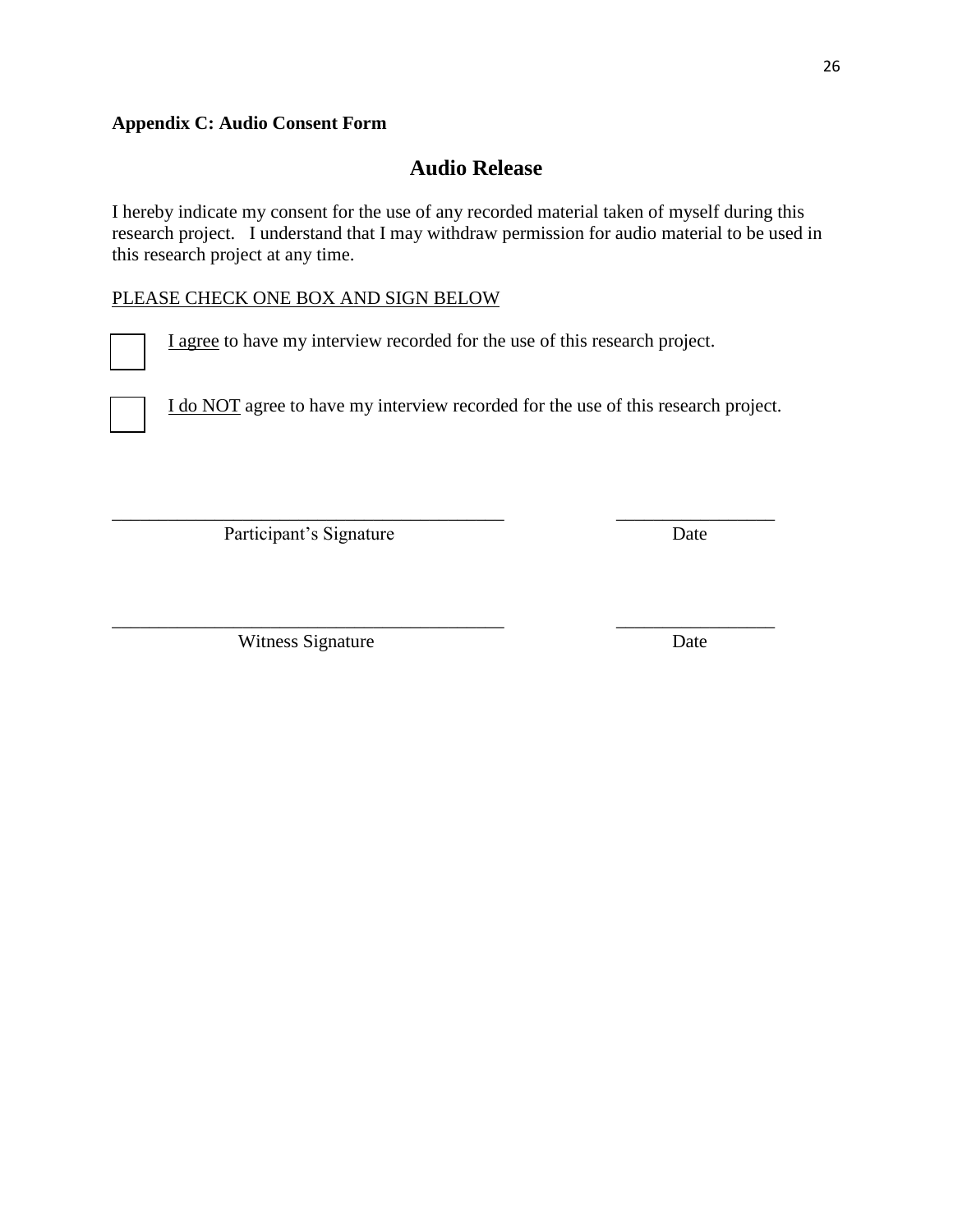**Appendix C: Audio Consent Form**

## Audio Release

I hereby indicate my consent for the use of any recorded material taken of myself during this research project. I understand that I may withdraw permission for audio material to be used in this research project at any time.

<u>PLEASE CHECK ONE BOX AND SIGN BELOW</u>

☐ <u>I agree</u> to have my interview recorded for the use of this research project.

☐ <u>I do NOT</u> agree to have my interview recorded for the use of this research project.

\_\_\_\_\_\_\_\_\_\_\_\_\_\_\_\_\_\_\_\_\_\_\_\_\_\_\_\_\_\_\_\_\_\_\_\_\_\_\_\_\_\_ \_\_\_\_\_\_\_\_\_\_\_\_\_\_\_\_\_

Participant's Signature Date

\_\_\_\_\_\_\_\_\_\_\_\_\_\_\_\_\_\_\_\_\_\_\_\_\_\_\_\_\_\_\_\_\_\_\_\_\_\_\_\_\_\_ \_\_\_\_\_\_\_\_\_\_\_\_\_\_\_\_\_

Witness Signature Date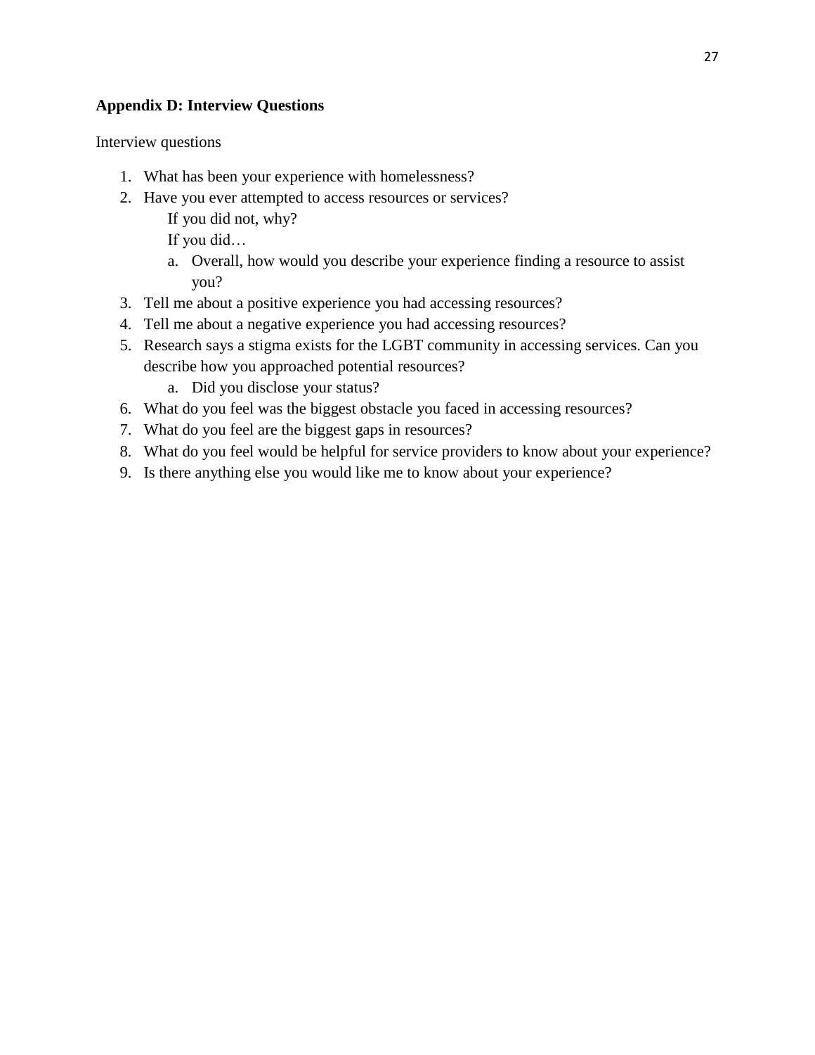**Appendix D: Interview Questions**

Interview questions

1. What has been your experience with homelessness?
2. Have you ever attempted to access resources or services?

   If you did not, why?

   If you did…

   a. Overall, how would you describe your experience finding a resource to assist you?
3. Tell me about a positive experience you had accessing resources?
4. Tell me about a negative experience you had accessing resources?
5. Research says a stigma exists for the LGBT community in accessing services. Can you describe how you approached potential resources?
   a. Did you disclose your status?
6. What do you feel was the biggest obstacle you faced in accessing resources?
7. What do you feel are the biggest gaps in resources?
8. What do you feel would be helpful for service providers to know about your experience?
9. Is there anything else you would like me to know about your experience?